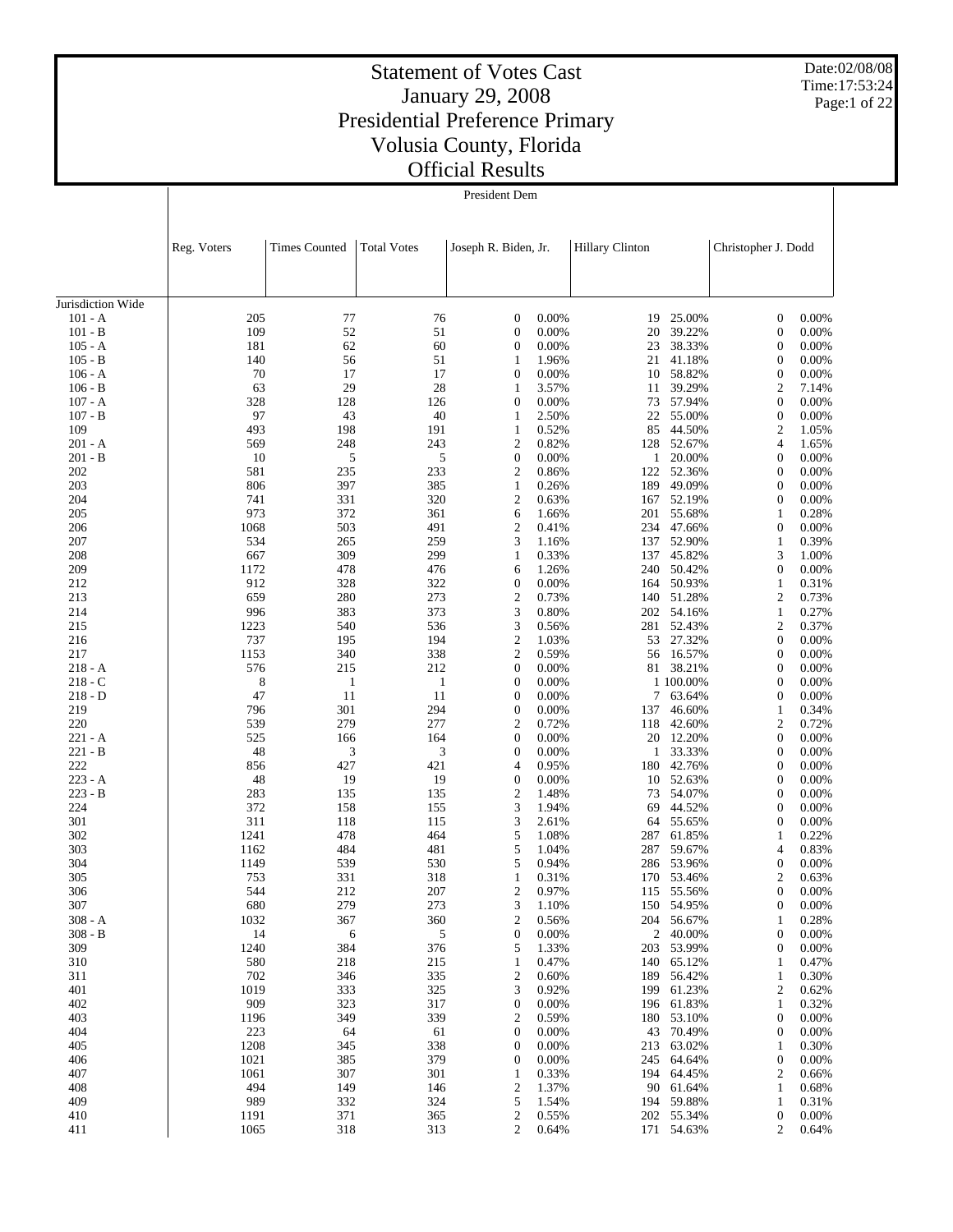# Statement of Votes Cast

## January 29, 2008

## Presidential Preference Primary

## Volusia County, Florida

## Official Results

Date:02/08/08
Time:17:53:24

President Dem

| | Reg. Voters | Times Counted | Total Votes | Joseph R. Biden, Jr. | | Hillary Clinton | | Christopher J. Dodd | |
|---|---|---|---|---|---|---|---|---|---|
| Jurisdiction Wide | | | | | | | | | |
| 101 - A | 205 | 77 | 76 | 0 | 0.00% | 19 | 25.00% | 0 | 0.00% |
| 101 - B | 109 | 52 | 51 | 0 | 0.00% | 20 | 39.22% | 0 | 0.00% |
| 105 - A | 181 | 62 | 60 | 0 | 0.00% | 23 | 38.33% | 0 | 0.00% |
| 105 - B | 140 | 56 | 51 | 1 | 1.96% | 21 | 41.18% | 0 | 0.00% |
| 106 - A | 70 | 17 | 17 | 0 | 0.00% | 10 | 58.82% | 0 | 0.00% |
| 106 - B | 63 | 29 | 28 | 1 | 3.57% | 11 | 39.29% | 2 | 7.14% |
| 107 - A | 328 | 128 | 126 | 0 | 0.00% | 73 | 57.94% | 0 | 0.00% |
| 107 - B | 97 | 43 | 40 | 1 | 2.50% | 22 | 55.00% | 0 | 0.00% |
| 109 | 493 | 198 | 191 | 1 | 0.52% | 85 | 44.50% | 2 | 1.05% |
| 201 - A | 569 | 248 | 243 | 2 | 0.82% | 128 | 52.67% | 4 | 1.65% |
| 201 - B | 10 | 5 | 5 | 0 | 0.00% | 1 | 20.00% | 0 | 0.00% |
| 202 | 581 | 235 | 233 | 2 | 0.86% | 122 | 52.36% | 0 | 0.00% |
| 203 | 806 | 397 | 385 | 1 | 0.26% | 189 | 49.09% | 0 | 0.00% |
| 204 | 741 | 331 | 320 | 2 | 0.63% | 167 | 52.19% | 0 | 0.00% |
| 205 | 973 | 372 | 361 | 6 | 1.66% | 201 | 55.68% | 1 | 0.28% |
| 206 | 1068 | 503 | 491 | 2 | 0.41% | 234 | 47.66% | 0 | 0.00% |
| 207 | 534 | 265 | 259 | 3 | 1.16% | 137 | 52.90% | 1 | 0.39% |
| 208 | 667 | 309 | 299 | 1 | 0.33% | 137 | 45.82% | 3 | 1.00% |
| 209 | 1172 | 478 | 476 | 6 | 1.26% | 240 | 50.42% | 0 | 0.00% |
| 212 | 912 | 328 | 322 | 0 | 0.00% | 164 | 50.93% | 1 | 0.31% |
| 213 | 659 | 280 | 273 | 2 | 0.73% | 140 | 51.28% | 2 | 0.73% |
| 214 | 996 | 383 | 373 | 3 | 0.80% | 202 | 54.16% | 1 | 0.27% |
| 215 | 1223 | 540 | 536 | 3 | 0.56% | 281 | 52.43% | 2 | 0.37% |
| 216 | 737 | 195 | 194 | 2 | 1.03% | 53 | 27.32% | 0 | 0.00% |
| 217 | 1153 | 340 | 338 | 2 | 0.59% | 56 | 16.57% | 0 | 0.00% |
| 218 - A | 576 | 215 | 212 | 0 | 0.00% | 81 | 38.21% | 0 | 0.00% |
| 218 - C | 8 | 1 | 1 | 0 | 0.00% | 1 | 100.00% | 0 | 0.00% |
| 218 - D | 47 | 11 | 11 | 0 | 0.00% | 7 | 63.64% | 0 | 0.00% |
| 219 | 796 | 301 | 294 | 0 | 0.00% | 137 | 46.60% | 1 | 0.34% |
| 220 | 539 | 279 | 277 | 2 | 0.72% | 118 | 42.60% | 2 | 0.72% |
| 221 - A | 525 | 166 | 164 | 0 | 0.00% | 20 | 12.20% | 0 | 0.00% |
| 221 - B | 48 | 3 | 3 | 0 | 0.00% | 1 | 33.33% | 0 | 0.00% |
| 222 | 856 | 427 | 421 | 4 | 0.95% | 180 | 42.76% | 0 | 0.00% |
| 223 - A | 48 | 19 | 19 | 0 | 0.00% | 10 | 52.63% | 0 | 0.00% |
| 223 - B | 283 | 135 | 135 | 2 | 1.48% | 73 | 54.07% | 0 | 0.00% |
| 224 | 372 | 158 | 155 | 3 | 1.94% | 69 | 44.52% | 0 | 0.00% |
| 301 | 311 | 118 | 115 | 3 | 2.61% | 64 | 55.65% | 0 | 0.00% |
| 302 | 1241 | 478 | 464 | 5 | 1.08% | 287 | 61.85% | 1 | 0.22% |
| 303 | 1162 | 484 | 481 | 5 | 1.04% | 287 | 59.67% | 4 | 0.83% |
| 304 | 1149 | 539 | 530 | 5 | 0.94% | 286 | 53.96% | 0 | 0.00% |
| 305 | 753 | 331 | 318 | 1 | 0.31% | 170 | 53.46% | 2 | 0.63% |
| 306 | 544 | 212 | 207 | 2 | 0.97% | 115 | 55.56% | 0 | 0.00% |
| 307 | 680 | 279 | 273 | 3 | 1.10% | 150 | 54.95% | 0 | 0.00% |
| 308 - A | 1032 | 367 | 360 | 2 | 0.56% | 204 | 56.67% | 1 | 0.28% |
| 308 - B | 14 | 6 | 5 | 0 | 0.00% | 2 | 40.00% | 0 | 0.00% |
| 309 | 1240 | 384 | 376 | 5 | 1.33% | 203 | 53.99% | 0 | 0.00% |
| 310 | 580 | 218 | 215 | 1 | 0.47% | 140 | 65.12% | 1 | 0.47% |
| 311 | 702 | 346 | 335 | 2 | 0.60% | 189 | 56.42% | 1 | 0.30% |
| 401 | 1019 | 333 | 325 | 3 | 0.92% | 199 | 61.23% | 2 | 0.62% |
| 402 | 909 | 323 | 317 | 0 | 0.00% | 196 | 61.83% | 1 | 0.32% |
| 403 | 1196 | 349 | 339 | 2 | 0.59% | 180 | 53.10% | 0 | 0.00% |
| 404 | 223 | 64 | 61 | 0 | 0.00% | 43 | 70.49% | 0 | 0.00% |
| 405 | 1208 | 345 | 338 | 0 | 0.00% | 213 | 63.02% | 1 | 0.30% |
| 406 | 1021 | 385 | 379 | 0 | 0.00% | 245 | 64.64% | 0 | 0.00% |
| 407 | 1061 | 307 | 301 | 1 | 0.33% | 194 | 64.45% | 2 | 0.66% |
| 408 | 494 | 149 | 146 | 2 | 1.37% | 90 | 61.64% | 1 | 0.68% |
| 409 | 989 | 332 | 324 | 5 | 1.54% | 194 | 59.88% | 1 | 0.31% |
| 410 | 1191 | 371 | 365 | 2 | 0.55% | 202 | 55.34% | 0 | 0.00% |
| 411 | 1065 | 318 | 313 | 2 | 0.64% | 171 | 54.63% | 2 | 0.64% |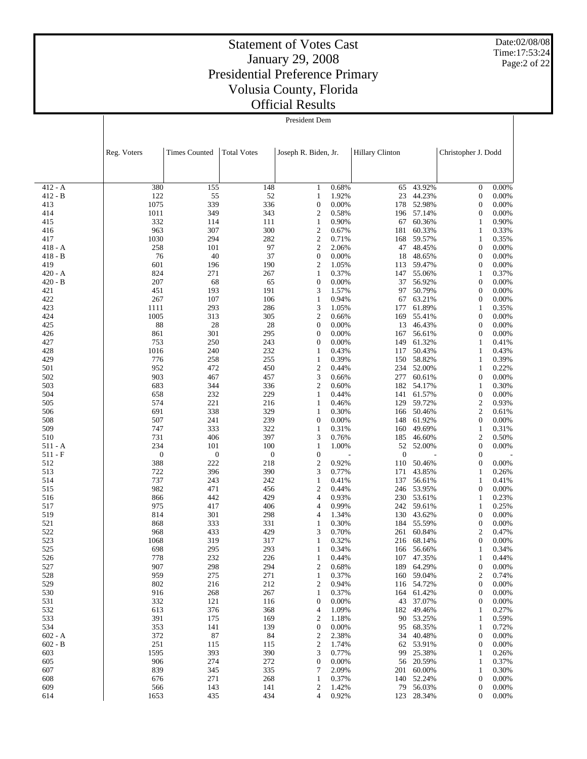# Statement of Votes Cast
## January 29, 2008
## Presidential Preference Primary
## Volusia County, Florida
## Official Results

Date:02/08/08
Time:17:53:24

President Dem

| | Reg. Voters | Times Counted | Total Votes | Joseph R. Biden, Jr. | | Hillary Clinton | | Christopher J. Dodd | |
|---|---|---|---|---|---|---|---|---|---|
| 412 - A | 380 | 155 | 148 | 1 | 0.68% | 65 | 43.92% | 0 | 0.00% |
| 412 - B | 122 | 55 | 52 | 1 | 1.92% | 23 | 44.23% | 0 | 0.00% |
| 413 | 1075 | 339 | 336 | 0 | 0.00% | 178 | 52.98% | 0 | 0.00% |
| 414 | 1011 | 349 | 343 | 2 | 0.58% | 196 | 57.14% | 0 | 0.00% |
| 415 | 332 | 114 | 111 | 1 | 0.90% | 67 | 60.36% | 1 | 0.90% |
| 416 | 963 | 307 | 300 | 2 | 0.67% | 181 | 60.33% | 1 | 0.33% |
| 417 | 1030 | 294 | 282 | 2 | 0.71% | 168 | 59.57% | 1 | 0.35% |
| 418 - A | 258 | 101 | 97 | 2 | 2.06% | 47 | 48.45% | 0 | 0.00% |
| 418 - B | 76 | 40 | 37 | 0 | 0.00% | 18 | 48.65% | 0 | 0.00% |
| 419 | 601 | 196 | 190 | 2 | 1.05% | 113 | 59.47% | 0 | 0.00% |
| 420 - A | 824 | 271 | 267 | 1 | 0.37% | 147 | 55.06% | 1 | 0.37% |
| 420 - B | 207 | 68 | 65 | 0 | 0.00% | 37 | 56.92% | 0 | 0.00% |
| 421 | 451 | 193 | 191 | 3 | 1.57% | 97 | 50.79% | 0 | 0.00% |
| 422 | 267 | 107 | 106 | 1 | 0.94% | 67 | 63.21% | 0 | 0.00% |
| 423 | 1111 | 293 | 286 | 3 | 1.05% | 177 | 61.89% | 1 | 0.35% |
| 424 | 1005 | 313 | 305 | 2 | 0.66% | 169 | 55.41% | 0 | 0.00% |
| 425 | 88 | 28 | 28 | 0 | 0.00% | 13 | 46.43% | 0 | 0.00% |
| 426 | 861 | 301 | 295 | 0 | 0.00% | 167 | 56.61% | 0 | 0.00% |
| 427 | 753 | 250 | 243 | 0 | 0.00% | 149 | 61.32% | 1 | 0.41% |
| 428 | 1016 | 240 | 232 | 1 | 0.43% | 117 | 50.43% | 1 | 0.43% |
| 429 | 776 | 258 | 255 | 1 | 0.39% | 150 | 58.82% | 1 | 0.39% |
| 501 | 952 | 472 | 450 | 2 | 0.44% | 234 | 52.00% | 1 | 0.22% |
| 502 | 903 | 467 | 457 | 3 | 0.66% | 277 | 60.61% | 0 | 0.00% |
| 503 | 683 | 344 | 336 | 2 | 0.60% | 182 | 54.17% | 1 | 0.30% |
| 504 | 658 | 232 | 229 | 1 | 0.44% | 141 | 61.57% | 0 | 0.00% |
| 505 | 574 | 221 | 216 | 1 | 0.46% | 129 | 59.72% | 2 | 0.93% |
| 506 | 691 | 338 | 329 | 1 | 0.30% | 166 | 50.46% | 2 | 0.61% |
| 508 | 507 | 241 | 239 | 0 | 0.00% | 148 | 61.92% | 0 | 0.00% |
| 509 | 747 | 333 | 322 | 1 | 0.31% | 160 | 49.69% | 1 | 0.31% |
| 510 | 731 | 406 | 397 | 3 | 0.76% | 185 | 46.60% | 2 | 0.50% |
| 511 - A | 234 | 101 | 100 | 1 | 1.00% | 52 | 52.00% | 0 | 0.00% |
| 511 - F | 0 | 0 | 0 | 0 | - | 0 | - | 0 | - |
| 512 | 388 | 222 | 218 | 2 | 0.92% | 110 | 50.46% | 0 | 0.00% |
| 513 | 722 | 396 | 390 | 3 | 0.77% | 171 | 43.85% | 1 | 0.26% |
| 514 | 737 | 243 | 242 | 1 | 0.41% | 137 | 56.61% | 1 | 0.41% |
| 515 | 982 | 471 | 456 | 2 | 0.44% | 246 | 53.95% | 0 | 0.00% |
| 516 | 866 | 442 | 429 | 4 | 0.93% | 230 | 53.61% | 1 | 0.23% |
| 517 | 975 | 417 | 406 | 4 | 0.99% | 242 | 59.61% | 1 | 0.25% |
| 519 | 814 | 301 | 298 | 4 | 1.34% | 130 | 43.62% | 0 | 0.00% |
| 521 | 868 | 333 | 331 | 1 | 0.30% | 184 | 55.59% | 0 | 0.00% |
| 522 | 968 | 433 | 429 | 3 | 0.70% | 261 | 60.84% | 2 | 0.47% |
| 523 | 1068 | 319 | 317 | 1 | 0.32% | 216 | 68.14% | 0 | 0.00% |
| 525 | 698 | 295 | 293 | 1 | 0.34% | 166 | 56.66% | 1 | 0.34% |
| 526 | 778 | 232 | 226 | 1 | 0.44% | 107 | 47.35% | 1 | 0.44% |
| 527 | 907 | 298 | 294 | 2 | 0.68% | 189 | 64.29% | 0 | 0.00% |
| 528 | 959 | 275 | 271 | 1 | 0.37% | 160 | 59.04% | 2 | 0.74% |
| 529 | 802 | 216 | 212 | 2 | 0.94% | 116 | 54.72% | 0 | 0.00% |
| 530 | 916 | 268 | 267 | 1 | 0.37% | 164 | 61.42% | 0 | 0.00% |
| 531 | 332 | 121 | 116 | 0 | 0.00% | 43 | 37.07% | 0 | 0.00% |
| 532 | 613 | 376 | 368 | 4 | 1.09% | 182 | 49.46% | 1 | 0.27% |
| 533 | 391 | 175 | 169 | 2 | 1.18% | 90 | 53.25% | 1 | 0.59% |
| 534 | 353 | 141 | 139 | 0 | 0.00% | 95 | 68.35% | 1 | 0.72% |
| 602 - A | 372 | 87 | 84 | 2 | 2.38% | 34 | 40.48% | 0 | 0.00% |
| 602 - B | 251 | 115 | 115 | 2 | 1.74% | 62 | 53.91% | 0 | 0.00% |
| 603 | 1595 | 393 | 390 | 3 | 0.77% | 99 | 25.38% | 1 | 0.26% |
| 605 | 906 | 274 | 272 | 0 | 0.00% | 56 | 20.59% | 1 | 0.37% |
| 607 | 839 | 345 | 335 | 7 | 2.09% | 201 | 60.00% | 1 | 0.30% |
| 608 | 676 | 271 | 268 | 1 | 0.37% | 140 | 52.24% | 0 | 0.00% |
| 609 | 566 | 143 | 141 | 2 | 1.42% | 79 | 56.03% | 0 | 0.00% |
| 614 | 1653 | 435 | 434 | 4 | 0.92% | 123 | 28.34% | 0 | 0.00% |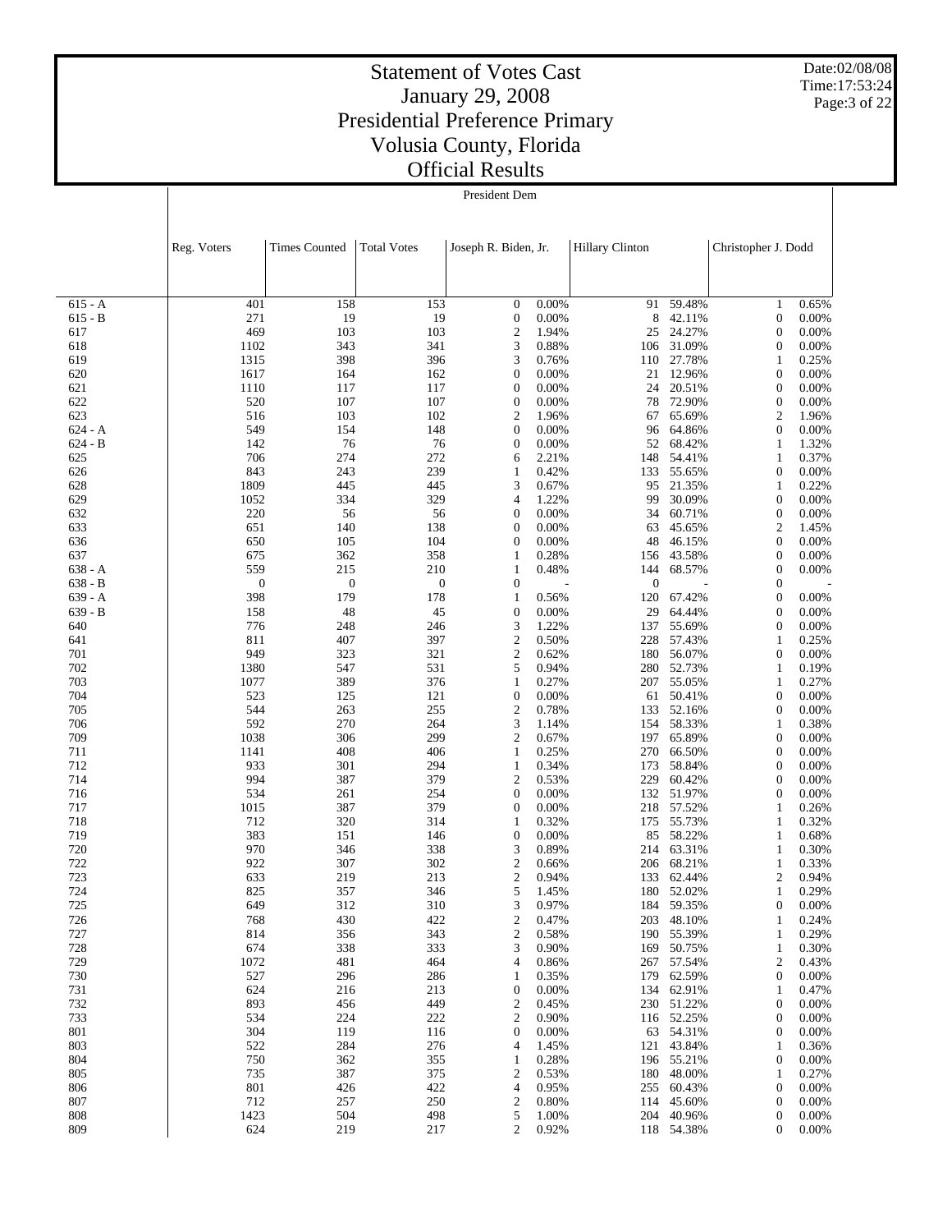# Statement of Votes Cast
## January 29, 2008
## Presidential Preference Primary
## Volusia County, Florida
## Official Results

Date:02/08/08
Time:17:53:24

President Dem

| | Reg. Voters | Times Counted | Total Votes | Joseph R. Biden, Jr. | | Hillary Clinton | | Christopher J. Dodd | |
|---|---|---|---|---|---|---|---|---|---|
| 615 - A | 401 | 158 | 153 | 0 | 0.00% | 91 | 59.48% | 1 | 0.65% |
| 615 - B | 271 | 19 | 19 | 0 | 0.00% | 8 | 42.11% | 0 | 0.00% |
| 617 | 469 | 103 | 103 | 2 | 1.94% | 25 | 24.27% | 0 | 0.00% |
| 618 | 1102 | 343 | 341 | 3 | 0.88% | 106 | 31.09% | 0 | 0.00% |
| 619 | 1315 | 398 | 396 | 3 | 0.76% | 110 | 27.78% | 1 | 0.25% |
| 620 | 1617 | 164 | 162 | 0 | 0.00% | 21 | 12.96% | 0 | 0.00% |
| 621 | 1110 | 117 | 117 | 0 | 0.00% | 24 | 20.51% | 0 | 0.00% |
| 622 | 520 | 107 | 107 | 0 | 0.00% | 78 | 72.90% | 0 | 0.00% |
| 623 | 516 | 103 | 102 | 2 | 1.96% | 67 | 65.69% | 2 | 1.96% |
| 624 - A | 549 | 154 | 148 | 0 | 0.00% | 96 | 64.86% | 0 | 0.00% |
| 624 - B | 142 | 76 | 76 | 0 | 0.00% | 52 | 68.42% | 1 | 1.32% |
| 625 | 706 | 274 | 272 | 6 | 2.21% | 148 | 54.41% | 1 | 0.37% |
| 626 | 843 | 243 | 239 | 1 | 0.42% | 133 | 55.65% | 0 | 0.00% |
| 628 | 1809 | 445 | 445 | 3 | 0.67% | 95 | 21.35% | 1 | 0.22% |
| 629 | 1052 | 334 | 329 | 4 | 1.22% | 99 | 30.09% | 0 | 0.00% |
| 632 | 220 | 56 | 56 | 0 | 0.00% | 34 | 60.71% | 0 | 0.00% |
| 633 | 651 | 140 | 138 | 0 | 0.00% | 63 | 45.65% | 2 | 1.45% |
| 636 | 650 | 105 | 104 | 0 | 0.00% | 48 | 46.15% | 0 | 0.00% |
| 637 | 675 | 362 | 358 | 1 | 0.28% | 156 | 43.58% | 0 | 0.00% |
| 638 - A | 559 | 215 | 210 | 1 | 0.48% | 144 | 68.57% | 0 | 0.00% |
| 638 - B | 0 | 0 | 0 | 0 | - | 0 | - | 0 | - |
| 639 - A | 398 | 179 | 178 | 1 | 0.56% | 120 | 67.42% | 0 | 0.00% |
| 639 - B | 158 | 48 | 45 | 0 | 0.00% | 29 | 64.44% | 0 | 0.00% |
| 640 | 776 | 248 | 246 | 3 | 1.22% | 137 | 55.69% | 0 | 0.00% |
| 641 | 811 | 407 | 397 | 2 | 0.50% | 228 | 57.43% | 1 | 0.25% |
| 701 | 949 | 323 | 321 | 2 | 0.62% | 180 | 56.07% | 0 | 0.00% |
| 702 | 1380 | 547 | 531 | 5 | 0.94% | 280 | 52.73% | 1 | 0.19% |
| 703 | 1077 | 389 | 376 | 1 | 0.27% | 207 | 55.05% | 1 | 0.27% |
| 704 | 523 | 125 | 121 | 0 | 0.00% | 61 | 50.41% | 0 | 0.00% |
| 705 | 544 | 263 | 255 | 2 | 0.78% | 133 | 52.16% | 0 | 0.00% |
| 706 | 592 | 270 | 264 | 3 | 1.14% | 154 | 58.33% | 1 | 0.38% |
| 709 | 1038 | 306 | 299 | 2 | 0.67% | 197 | 65.89% | 0 | 0.00% |
| 711 | 1141 | 408 | 406 | 1 | 0.25% | 270 | 66.50% | 0 | 0.00% |
| 712 | 933 | 301 | 294 | 1 | 0.34% | 173 | 58.84% | 0 | 0.00% |
| 714 | 994 | 387 | 379 | 2 | 0.53% | 229 | 60.42% | 0 | 0.00% |
| 716 | 534 | 261 | 254 | 0 | 0.00% | 132 | 51.97% | 0 | 0.00% |
| 717 | 1015 | 387 | 379 | 0 | 0.00% | 218 | 57.52% | 1 | 0.26% |
| 718 | 712 | 320 | 314 | 1 | 0.32% | 175 | 55.73% | 1 | 0.32% |
| 719 | 383 | 151 | 146 | 0 | 0.00% | 85 | 58.22% | 1 | 0.68% |
| 720 | 970 | 346 | 338 | 3 | 0.89% | 214 | 63.31% | 1 | 0.30% |
| 722 | 922 | 307 | 302 | 2 | 0.66% | 206 | 68.21% | 1 | 0.33% |
| 723 | 633 | 219 | 213 | 2 | 0.94% | 133 | 62.44% | 2 | 0.94% |
| 724 | 825 | 357 | 346 | 5 | 1.45% | 180 | 52.02% | 1 | 0.29% |
| 725 | 649 | 312 | 310 | 3 | 0.97% | 184 | 59.35% | 0 | 0.00% |
| 726 | 768 | 430 | 422 | 2 | 0.47% | 203 | 48.10% | 1 | 0.24% |
| 727 | 814 | 356 | 343 | 2 | 0.58% | 190 | 55.39% | 1 | 0.29% |
| 728 | 674 | 338 | 333 | 3 | 0.90% | 169 | 50.75% | 1 | 0.30% |
| 729 | 1072 | 481 | 464 | 4 | 0.86% | 267 | 57.54% | 2 | 0.43% |
| 730 | 527 | 296 | 286 | 1 | 0.35% | 179 | 62.59% | 0 | 0.00% |
| 731 | 624 | 216 | 213 | 0 | 0.00% | 134 | 62.91% | 1 | 0.47% |
| 732 | 893 | 456 | 449 | 2 | 0.45% | 230 | 51.22% | 0 | 0.00% |
| 733 | 534 | 224 | 222 | 2 | 0.90% | 116 | 52.25% | 0 | 0.00% |
| 801 | 304 | 119 | 116 | 0 | 0.00% | 63 | 54.31% | 0 | 0.00% |
| 803 | 522 | 284 | 276 | 4 | 1.45% | 121 | 43.84% | 1 | 0.36% |
| 804 | 750 | 362 | 355 | 1 | 0.28% | 196 | 55.21% | 0 | 0.00% |
| 805 | 735 | 387 | 375 | 2 | 0.53% | 180 | 48.00% | 1 | 0.27% |
| 806 | 801 | 426 | 422 | 4 | 0.95% | 255 | 60.43% | 0 | 0.00% |
| 807 | 712 | 257 | 250 | 2 | 0.80% | 114 | 45.60% | 0 | 0.00% |
| 808 | 1423 | 504 | 498 | 5 | 1.00% | 204 | 40.96% | 0 | 0.00% |
| 809 | 624 | 219 | 217 | 2 | 0.92% | 118 | 54.38% | 0 | 0.00% |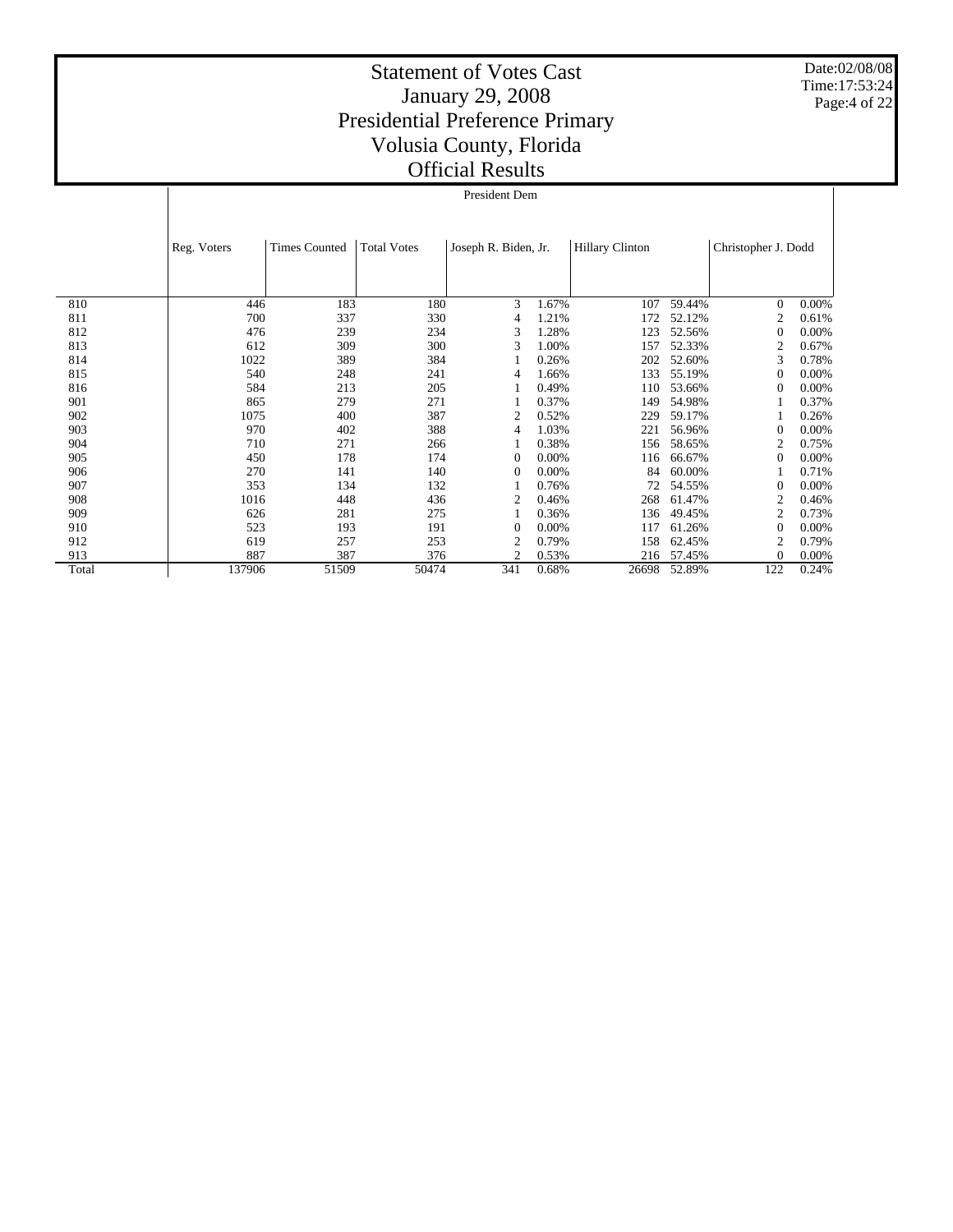# Statement of Votes Cast
# January 29, 2008
# Presidential Preference Primary
# Volusia County, Florida
# Official Results

Date:02/08/08
Time:17:53:24

President Dem

| | Reg. Voters | Times Counted | Total Votes | Joseph R. Biden, Jr. | | Hillary Clinton | | Christopher J. Dodd | |
|---|---|---|---|---|---|---|---|---|---|
| 810 | 446 | 183 | 180 | 3 | 1.67% | 107 | 59.44% | 0 | 0.00% |
| 811 | 700 | 337 | 330 | 4 | 1.21% | 172 | 52.12% | 2 | 0.61% |
| 812 | 476 | 239 | 234 | 3 | 1.28% | 123 | 52.56% | 0 | 0.00% |
| 813 | 612 | 309 | 300 | 3 | 1.00% | 157 | 52.33% | 2 | 0.67% |
| 814 | 1022 | 389 | 384 | 1 | 0.26% | 202 | 52.60% | 3 | 0.78% |
| 815 | 540 | 248 | 241 | 4 | 1.66% | 133 | 55.19% | 0 | 0.00% |
| 816 | 584 | 213 | 205 | 1 | 0.49% | 110 | 53.66% | 0 | 0.00% |
| 901 | 865 | 279 | 271 | 1 | 0.37% | 149 | 54.98% | 1 | 0.37% |
| 902 | 1075 | 400 | 387 | 2 | 0.52% | 229 | 59.17% | 1 | 0.26% |
| 903 | 970 | 402 | 388 | 4 | 1.03% | 221 | 56.96% | 0 | 0.00% |
| 904 | 710 | 271 | 266 | 1 | 0.38% | 156 | 58.65% | 2 | 0.75% |
| 905 | 450 | 178 | 174 | 0 | 0.00% | 116 | 66.67% | 0 | 0.00% |
| 906 | 270 | 141 | 140 | 0 | 0.00% | 84 | 60.00% | 1 | 0.71% |
| 907 | 353 | 134 | 132 | 1 | 0.76% | 72 | 54.55% | 0 | 0.00% |
| 908 | 1016 | 448 | 436 | 2 | 0.46% | 268 | 61.47% | 2 | 0.46% |
| 909 | 626 | 281 | 275 | 1 | 0.36% | 136 | 49.45% | 2 | 0.73% |
| 910 | 523 | 193 | 191 | 0 | 0.00% | 117 | 61.26% | 0 | 0.00% |
| 912 | 619 | 257 | 253 | 2 | 0.79% | 158 | 62.45% | 2 | 0.79% |
| 913 | 887 | 387 | 376 | 2 | 0.53% | 216 | 57.45% | 0 | 0.00% |
| Total | 137906 | 51509 | 50474 | 341 | 0.68% | 26698 | 52.89% | 122 | 0.24% |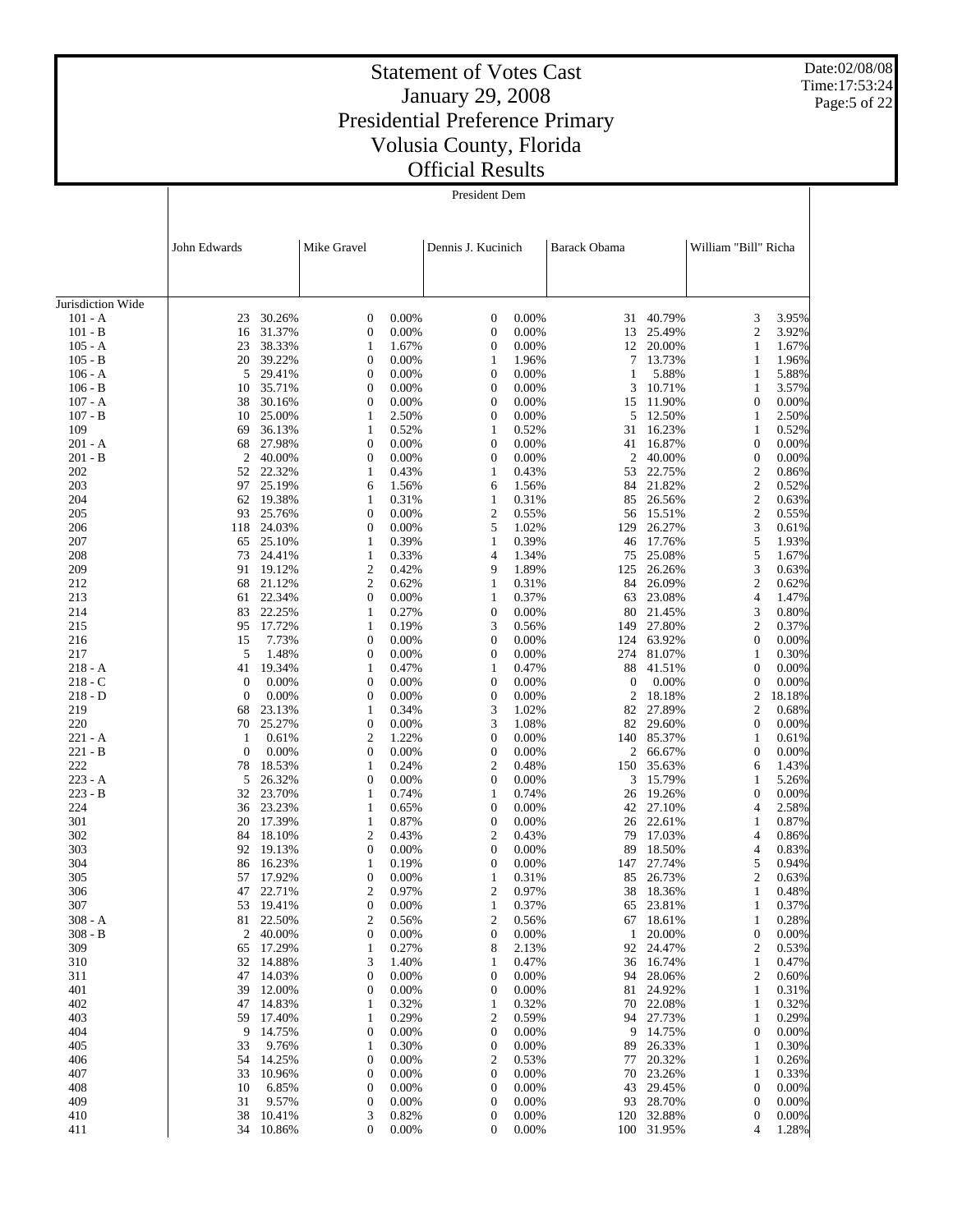# Statement of Votes Cast
## January 29, 2008
## Presidential Preference Primary
## Volusia County, Florida
## Official Results

Date:02/08/08
Time:17:53:24

President Dem

| | John Edwards | | Mike Gravel | | Dennis J. Kucinich | | Barack Obama | | William "Bill" Richa | |
|---|---|---|---|---|---|---|---|---|---|---|
| Jurisdiction Wide | | | | | | | | | | |
| 101 - A | 23 | 30.26% | 0 | 0.00% | 0 | 0.00% | 31 | 40.79% | 3 | 3.95% |
| 101 - B | 16 | 31.37% | 0 | 0.00% | 0 | 0.00% | 13 | 25.49% | 2 | 3.92% |
| 105 - A | 23 | 38.33% | 1 | 1.67% | 0 | 0.00% | 12 | 20.00% | 1 | 1.67% |
| 105 - B | 20 | 39.22% | 0 | 0.00% | 1 | 1.96% | 7 | 13.73% | 1 | 1.96% |
| 106 - A | 5 | 29.41% | 0 | 0.00% | 0 | 0.00% | 1 | 5.88% | 1 | 5.88% |
| 106 - B | 10 | 35.71% | 0 | 0.00% | 0 | 0.00% | 3 | 10.71% | 1 | 3.57% |
| 107 - A | 38 | 30.16% | 0 | 0.00% | 0 | 0.00% | 15 | 11.90% | 0 | 0.00% |
| 107 - B | 10 | 25.00% | 1 | 2.50% | 0 | 0.00% | 5 | 12.50% | 1 | 2.50% |
| 109 | 69 | 36.13% | 1 | 0.52% | 1 | 0.52% | 31 | 16.23% | 1 | 0.52% |
| 201 - A | 68 | 27.98% | 0 | 0.00% | 0 | 0.00% | 41 | 16.87% | 0 | 0.00% |
| 201 - B | 2 | 40.00% | 0 | 0.00% | 0 | 0.00% | 2 | 40.00% | 0 | 0.00% |
| 202 | 52 | 22.32% | 1 | 0.43% | 1 | 0.43% | 53 | 22.75% | 2 | 0.86% |
| 203 | 97 | 25.19% | 6 | 1.56% | 6 | 1.56% | 84 | 21.82% | 2 | 0.52% |
| 204 | 62 | 19.38% | 1 | 0.31% | 1 | 0.31% | 85 | 26.56% | 2 | 0.63% |
| 205 | 93 | 25.76% | 0 | 0.00% | 2 | 0.55% | 56 | 15.51% | 2 | 0.55% |
| 206 | 118 | 24.03% | 0 | 0.00% | 5 | 1.02% | 129 | 26.27% | 3 | 0.61% |
| 207 | 65 | 25.10% | 1 | 0.39% | 1 | 0.39% | 46 | 17.76% | 5 | 1.93% |
| 208 | 73 | 24.41% | 1 | 0.33% | 4 | 1.34% | 75 | 25.08% | 5 | 1.67% |
| 209 | 91 | 19.12% | 2 | 0.42% | 9 | 1.89% | 125 | 26.26% | 3 | 0.63% |
| 212 | 68 | 21.12% | 2 | 0.62% | 1 | 0.31% | 84 | 26.09% | 2 | 0.62% |
| 213 | 61 | 22.34% | 0 | 0.00% | 1 | 0.37% | 63 | 23.08% | 4 | 1.47% |
| 214 | 83 | 22.25% | 1 | 0.27% | 0 | 0.00% | 80 | 21.45% | 3 | 0.80% |
| 215 | 95 | 17.72% | 1 | 0.19% | 3 | 0.56% | 149 | 27.80% | 2 | 0.37% |
| 216 | 15 | 7.73% | 0 | 0.00% | 0 | 0.00% | 124 | 63.92% | 0 | 0.00% |
| 217 | 5 | 1.48% | 0 | 0.00% | 0 | 0.00% | 274 | 81.07% | 1 | 0.30% |
| 218 - A | 41 | 19.34% | 1 | 0.47% | 1 | 0.47% | 88 | 41.51% | 0 | 0.00% |
| 218 - C | 0 | 0.00% | 0 | 0.00% | 0 | 0.00% | 0 | 0.00% | 0 | 0.00% |
| 218 - D | 0 | 0.00% | 0 | 0.00% | 0 | 0.00% | 2 | 18.18% | 2 | 18.18% |
| 219 | 68 | 23.13% | 1 | 0.34% | 3 | 1.02% | 82 | 27.89% | 2 | 0.68% |
| 220 | 70 | 25.27% | 0 | 0.00% | 3 | 1.08% | 82 | 29.60% | 0 | 0.00% |
| 221 - A | 1 | 0.61% | 2 | 1.22% | 0 | 0.00% | 140 | 85.37% | 1 | 0.61% |
| 221 - B | 0 | 0.00% | 0 | 0.00% | 0 | 0.00% | 2 | 66.67% | 0 | 0.00% |
| 222 | 78 | 18.53% | 1 | 0.24% | 2 | 0.48% | 150 | 35.63% | 6 | 1.43% |
| 223 - A | 5 | 26.32% | 0 | 0.00% | 0 | 0.00% | 3 | 15.79% | 1 | 5.26% |
| 223 - B | 32 | 23.70% | 1 | 0.74% | 1 | 0.74% | 26 | 19.26% | 0 | 0.00% |
| 224 | 36 | 23.23% | 1 | 0.65% | 0 | 0.00% | 42 | 27.10% | 4 | 2.58% |
| 301 | 20 | 17.39% | 1 | 0.87% | 0 | 0.00% | 26 | 22.61% | 1 | 0.87% |
| 302 | 84 | 18.10% | 2 | 0.43% | 2 | 0.43% | 79 | 17.03% | 4 | 0.86% |
| 303 | 92 | 19.13% | 0 | 0.00% | 0 | 0.00% | 89 | 18.50% | 4 | 0.83% |
| 304 | 86 | 16.23% | 1 | 0.19% | 0 | 0.00% | 147 | 27.74% | 5 | 0.94% |
| 305 | 57 | 17.92% | 0 | 0.00% | 1 | 0.31% | 85 | 26.73% | 2 | 0.63% |
| 306 | 47 | 22.71% | 2 | 0.97% | 2 | 0.97% | 38 | 18.36% | 1 | 0.48% |
| 307 | 53 | 19.41% | 0 | 0.00% | 1 | 0.37% | 65 | 23.81% | 1 | 0.37% |
| 308 - A | 81 | 22.50% | 2 | 0.56% | 2 | 0.56% | 67 | 18.61% | 1 | 0.28% |
| 308 - B | 2 | 40.00% | 0 | 0.00% | 0 | 0.00% | 1 | 20.00% | 0 | 0.00% |
| 309 | 65 | 17.29% | 1 | 0.27% | 8 | 2.13% | 92 | 24.47% | 2 | 0.53% |
| 310 | 32 | 14.88% | 3 | 1.40% | 1 | 0.47% | 36 | 16.74% | 1 | 0.47% |
| 311 | 47 | 14.03% | 0 | 0.00% | 0 | 0.00% | 94 | 28.06% | 2 | 0.60% |
| 401 | 39 | 12.00% | 0 | 0.00% | 0 | 0.00% | 81 | 24.92% | 1 | 0.31% |
| 402 | 47 | 14.83% | 1 | 0.32% | 1 | 0.32% | 70 | 22.08% | 1 | 0.32% |
| 403 | 59 | 17.40% | 1 | 0.29% | 2 | 0.59% | 94 | 27.73% | 1 | 0.29% |
| 404 | 9 | 14.75% | 0 | 0.00% | 0 | 0.00% | 9 | 14.75% | 0 | 0.00% |
| 405 | 33 | 9.76% | 1 | 0.30% | 0 | 0.00% | 89 | 26.33% | 1 | 0.30% |
| 406 | 54 | 14.25% | 0 | 0.00% | 2 | 0.53% | 77 | 20.32% | 1 | 0.26% |
| 407 | 33 | 10.96% | 0 | 0.00% | 0 | 0.00% | 70 | 23.26% | 1 | 0.33% |
| 408 | 10 | 6.85% | 0 | 0.00% | 0 | 0.00% | 43 | 29.45% | 0 | 0.00% |
| 409 | 31 | 9.57% | 0 | 0.00% | 0 | 0.00% | 93 | 28.70% | 0 | 0.00% |
| 410 | 38 | 10.41% | 3 | 0.82% | 0 | 0.00% | 120 | 32.88% | 0 | 0.00% |
| 411 | 34 | 10.86% | 0 | 0.00% | 0 | 0.00% | 100 | 31.95% | 4 | 1.28% |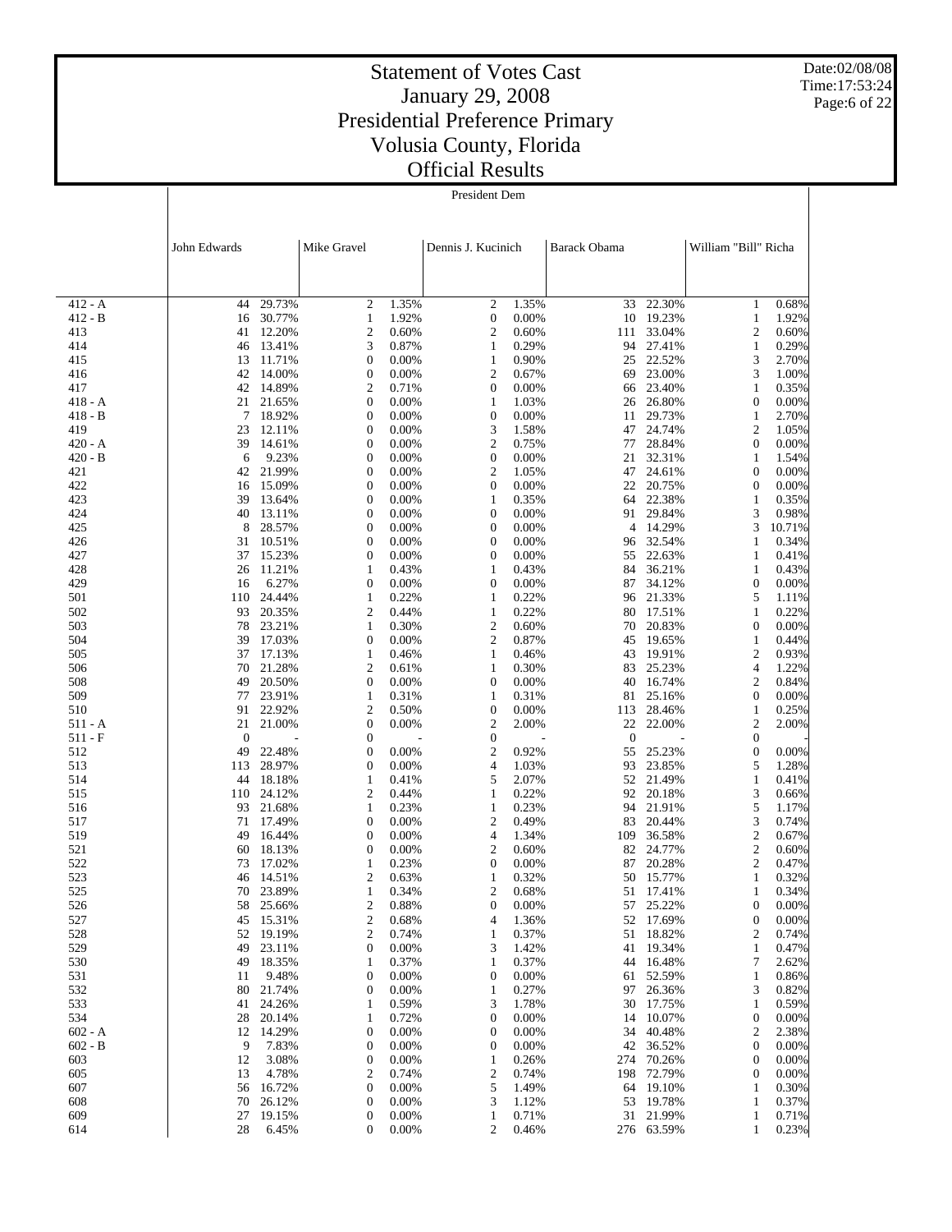# Statement of Votes Cast
# January 29, 2008
# Presidential Preference Primary
# Volusia County, Florida
# Official Results

Date:02/08/08
Time:17:53:24

President Dem

| | John Edwards | | Mike Gravel | | Dennis J. Kucinich | | Barack Obama | | William "Bill" Richa | |
|---|---|---|---|---|---|---|---|---|---|---|
| 412 - A | 44 | 29.73% | 2 | 1.35% | 2 | 1.35% | 33 | 22.30% | 1 | 0.68% |
| 412 - B | 16 | 30.77% | 1 | 1.92% | 0 | 0.00% | 10 | 19.23% | 1 | 1.92% |
| 413 | 41 | 12.20% | 2 | 0.60% | 2 | 0.60% | 111 | 33.04% | 2 | 0.60% |
| 414 | 46 | 13.41% | 3 | 0.87% | 1 | 0.29% | 94 | 27.41% | 1 | 0.29% |
| 415 | 13 | 11.71% | 0 | 0.00% | 1 | 0.90% | 25 | 22.52% | 3 | 2.70% |
| 416 | 42 | 14.00% | 0 | 0.00% | 2 | 0.67% | 69 | 23.00% | 3 | 1.00% |
| 417 | 42 | 14.89% | 2 | 0.71% | 0 | 0.00% | 66 | 23.40% | 1 | 0.35% |
| 418 - A | 21 | 21.65% | 0 | 0.00% | 1 | 1.03% | 26 | 26.80% | 0 | 0.00% |
| 418 - B | 7 | 18.92% | 0 | 0.00% | 0 | 0.00% | 11 | 29.73% | 1 | 2.70% |
| 419 | 23 | 12.11% | 0 | 0.00% | 3 | 1.58% | 47 | 24.74% | 2 | 1.05% |
| 420 - A | 39 | 14.61% | 0 | 0.00% | 2 | 0.75% | 77 | 28.84% | 0 | 0.00% |
| 420 - B | 6 | 9.23% | 0 | 0.00% | 0 | 0.00% | 21 | 32.31% | 1 | 1.54% |
| 421 | 42 | 21.99% | 0 | 0.00% | 2 | 1.05% | 47 | 24.61% | 0 | 0.00% |
| 422 | 16 | 15.09% | 0 | 0.00% | 0 | 0.00% | 22 | 20.75% | 0 | 0.00% |
| 423 | 39 | 13.64% | 0 | 0.00% | 1 | 0.35% | 64 | 22.38% | 1 | 0.35% |
| 424 | 40 | 13.11% | 0 | 0.00% | 0 | 0.00% | 91 | 29.84% | 3 | 0.98% |
| 425 | 8 | 28.57% | 0 | 0.00% | 0 | 0.00% | 4 | 14.29% | 3 | 10.71% |
| 426 | 31 | 10.51% | 0 | 0.00% | 0 | 0.00% | 96 | 32.54% | 1 | 0.34% |
| 427 | 37 | 15.23% | 0 | 0.00% | 0 | 0.00% | 55 | 22.63% | 1 | 0.41% |
| 428 | 26 | 11.21% | 1 | 0.43% | 1 | 0.43% | 84 | 36.21% | 1 | 0.43% |
| 429 | 16 | 6.27% | 0 | 0.00% | 0 | 0.00% | 87 | 34.12% | 0 | 0.00% |
| 501 | 110 | 24.44% | 1 | 0.22% | 1 | 0.22% | 96 | 21.33% | 5 | 1.11% |
| 502 | 93 | 20.35% | 2 | 0.44% | 1 | 0.22% | 80 | 17.51% | 1 | 0.22% |
| 503 | 78 | 23.21% | 1 | 0.30% | 2 | 0.60% | 70 | 20.83% | 0 | 0.00% |
| 504 | 39 | 17.03% | 0 | 0.00% | 2 | 0.87% | 45 | 19.65% | 1 | 0.44% |
| 505 | 37 | 17.13% | 1 | 0.46% | 1 | 0.46% | 43 | 19.91% | 2 | 0.93% |
| 506 | 70 | 21.28% | 2 | 0.61% | 1 | 0.30% | 83 | 25.23% | 4 | 1.22% |
| 508 | 49 | 20.50% | 0 | 0.00% | 0 | 0.00% | 40 | 16.74% | 2 | 0.84% |
| 509 | 77 | 23.91% | 1 | 0.31% | 1 | 0.31% | 81 | 25.16% | 0 | 0.00% |
| 510 | 91 | 22.92% | 2 | 0.50% | 0 | 0.00% | 113 | 28.46% | 1 | 0.25% |
| 511 - A | 21 | 21.00% | 0 | 0.00% | 2 | 2.00% | 22 | 22.00% | 2 | 2.00% |
| 511 - F | 0 | - | 0 | - | 0 | - | 0 | - | 0 | - |
| 512 | 49 | 22.48% | 0 | 0.00% | 2 | 0.92% | 55 | 25.23% | 0 | 0.00% |
| 513 | 113 | 28.97% | 0 | 0.00% | 4 | 1.03% | 93 | 23.85% | 5 | 1.28% |
| 514 | 44 | 18.18% | 1 | 0.41% | 5 | 2.07% | 52 | 21.49% | 1 | 0.41% |
| 515 | 110 | 24.12% | 2 | 0.44% | 1 | 0.22% | 92 | 20.18% | 3 | 0.66% |
| 516 | 93 | 21.68% | 1 | 0.23% | 1 | 0.23% | 94 | 21.91% | 5 | 1.17% |
| 517 | 71 | 17.49% | 0 | 0.00% | 2 | 0.49% | 83 | 20.44% | 3 | 0.74% |
| 519 | 49 | 16.44% | 0 | 0.00% | 4 | 1.34% | 109 | 36.58% | 2 | 0.67% |
| 521 | 60 | 18.13% | 0 | 0.00% | 2 | 0.60% | 82 | 24.77% | 2 | 0.60% |
| 522 | 73 | 17.02% | 1 | 0.23% | 0 | 0.00% | 87 | 20.28% | 2 | 0.47% |
| 523 | 46 | 14.51% | 2 | 0.63% | 1 | 0.32% | 50 | 15.77% | 1 | 0.32% |
| 525 | 70 | 23.89% | 1 | 0.34% | 2 | 0.68% | 51 | 17.41% | 1 | 0.34% |
| 526 | 58 | 25.66% | 2 | 0.88% | 0 | 0.00% | 57 | 25.22% | 0 | 0.00% |
| 527 | 45 | 15.31% | 2 | 0.68% | 4 | 1.36% | 52 | 17.69% | 0 | 0.00% |
| 528 | 52 | 19.19% | 2 | 0.74% | 1 | 0.37% | 51 | 18.82% | 2 | 0.74% |
| 529 | 49 | 23.11% | 0 | 0.00% | 3 | 1.42% | 41 | 19.34% | 1 | 0.47% |
| 530 | 49 | 18.35% | 1 | 0.37% | 1 | 0.37% | 44 | 16.48% | 7 | 2.62% |
| 531 | 11 | 9.48% | 0 | 0.00% | 0 | 0.00% | 61 | 52.59% | 1 | 0.86% |
| 532 | 80 | 21.74% | 0 | 0.00% | 1 | 0.27% | 97 | 26.36% | 3 | 0.82% |
| 533 | 41 | 24.26% | 1 | 0.59% | 3 | 1.78% | 30 | 17.75% | 1 | 0.59% |
| 534 | 28 | 20.14% | 1 | 0.72% | 0 | 0.00% | 14 | 10.07% | 0 | 0.00% |
| 602 - A | 12 | 14.29% | 0 | 0.00% | 0 | 0.00% | 34 | 40.48% | 2 | 2.38% |
| 602 - B | 9 | 7.83% | 0 | 0.00% | 0 | 0.00% | 42 | 36.52% | 0 | 0.00% |
| 603 | 12 | 3.08% | 0 | 0.00% | 1 | 0.26% | 274 | 70.26% | 0 | 0.00% |
| 605 | 13 | 4.78% | 2 | 0.74% | 2 | 0.74% | 198 | 72.79% | 0 | 0.00% |
| 607 | 56 | 16.72% | 0 | 0.00% | 5 | 1.49% | 64 | 19.10% | 1 | 0.30% |
| 608 | 70 | 26.12% | 0 | 0.00% | 3 | 1.12% | 53 | 19.78% | 1 | 0.37% |
| 609 | 27 | 19.15% | 0 | 0.00% | 1 | 0.71% | 31 | 21.99% | 1 | 0.71% |
| 614 | 28 | 6.45% | 0 | 0.00% | 2 | 0.46% | 276 | 63.59% | 1 | 0.23% |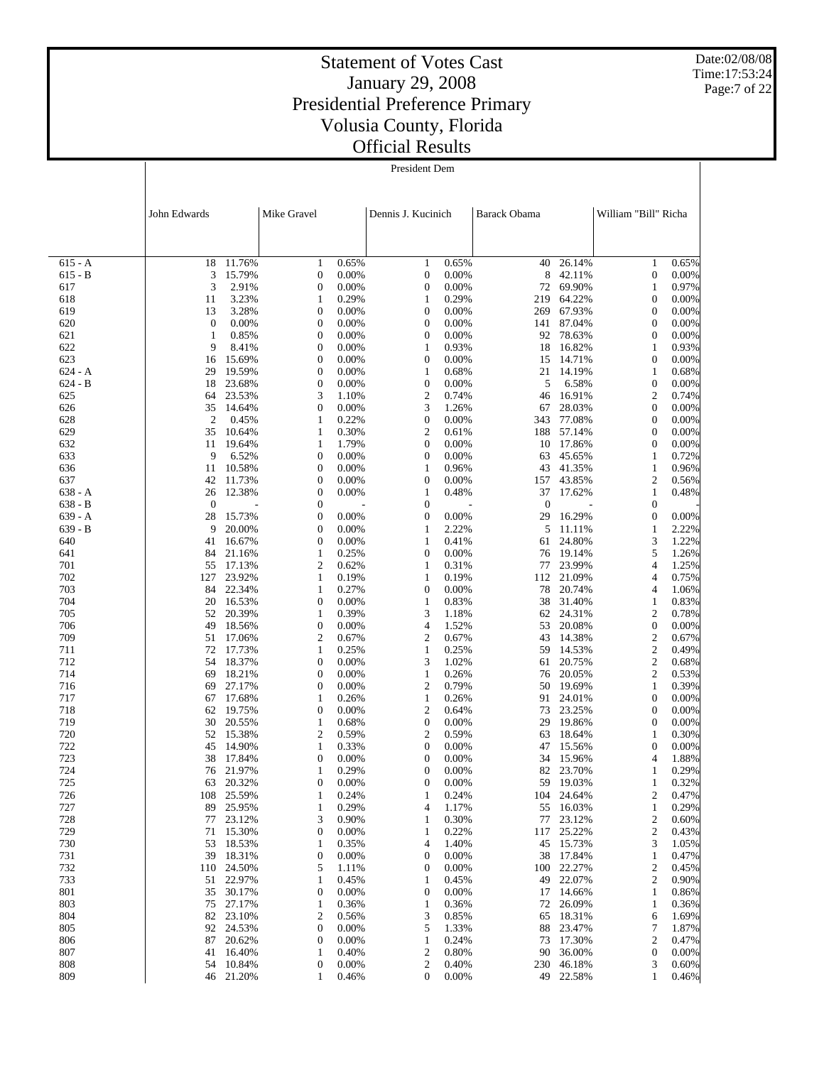# Statement of Votes Cast
# January 29, 2008
# Presidential Preference Primary
# Volusia County, Florida
# Official Results

Date:02/08/08
Time:17:53:24

President Dem

| | John Edwards | | Mike Gravel | | Dennis J. Kucinich | | Barack Obama | | William "Bill" Richa | |
|---|---|---|---|---|---|---|---|---|---|---|
| 615 - A | 18 | 11.76% | 1 | 0.65% | 1 | 0.65% | 40 | 26.14% | 1 | 0.65% |
| 615 - B | 3 | 15.79% | 0 | 0.00% | 0 | 0.00% | 8 | 42.11% | 0 | 0.00% |
| 617 | 3 | 2.91% | 0 | 0.00% | 0 | 0.00% | 72 | 69.90% | 1 | 0.97% |
| 618 | 11 | 3.23% | 1 | 0.29% | 1 | 0.29% | 219 | 64.22% | 0 | 0.00% |
| 619 | 13 | 3.28% | 0 | 0.00% | 0 | 0.00% | 269 | 67.93% | 0 | 0.00% |
| 620 | 0 | 0.00% | 0 | 0.00% | 0 | 0.00% | 141 | 87.04% | 0 | 0.00% |
| 621 | 1 | 0.85% | 0 | 0.00% | 0 | 0.00% | 92 | 78.63% | 0 | 0.00% |
| 622 | 9 | 8.41% | 0 | 0.00% | 1 | 0.93% | 18 | 16.82% | 1 | 0.93% |
| 623 | 16 | 15.69% | 0 | 0.00% | 0 | 0.00% | 15 | 14.71% | 0 | 0.00% |
| 624 - A | 29 | 19.59% | 0 | 0.00% | 1 | 0.68% | 21 | 14.19% | 1 | 0.68% |
| 624 - B | 18 | 23.68% | 0 | 0.00% | 0 | 0.00% | 5 | 6.58% | 0 | 0.00% |
| 625 | 64 | 23.53% | 3 | 1.10% | 2 | 0.74% | 46 | 16.91% | 2 | 0.74% |
| 626 | 35 | 14.64% | 0 | 0.00% | 3 | 1.26% | 67 | 28.03% | 0 | 0.00% |
| 628 | 2 | 0.45% | 1 | 0.22% | 0 | 0.00% | 343 | 77.08% | 0 | 0.00% |
| 629 | 35 | 10.64% | 1 | 0.30% | 2 | 0.61% | 188 | 57.14% | 0 | 0.00% |
| 632 | 11 | 19.64% | 1 | 1.79% | 0 | 0.00% | 10 | 17.86% | 0 | 0.00% |
| 633 | 9 | 6.52% | 0 | 0.00% | 0 | 0.00% | 63 | 45.65% | 1 | 0.72% |
| 636 | 11 | 10.58% | 0 | 0.00% | 1 | 0.96% | 43 | 41.35% | 1 | 0.96% |
| 637 | 42 | 11.73% | 0 | 0.00% | 0 | 0.00% | 157 | 43.85% | 2 | 0.56% |
| 638 - A | 26 | 12.38% | 0 | 0.00% | 1 | 0.48% | 37 | 17.62% | 1 | 0.48% |
| 638 - B | 0 | - | 0 | - | 0 | - | 0 | - | 0 | - |
| 639 - A | 28 | 15.73% | 0 | 0.00% | 0 | 0.00% | 29 | 16.29% | 0 | 0.00% |
| 639 - B | 9 | 20.00% | 0 | 0.00% | 1 | 2.22% | 5 | 11.11% | 1 | 2.22% |
| 640 | 41 | 16.67% | 0 | 0.00% | 1 | 0.41% | 61 | 24.80% | 3 | 1.22% |
| 641 | 84 | 21.16% | 1 | 0.25% | 0 | 0.00% | 76 | 19.14% | 5 | 1.26% |
| 701 | 55 | 17.13% | 2 | 0.62% | 1 | 0.31% | 77 | 23.99% | 4 | 1.25% |
| 702 | 127 | 23.92% | 1 | 0.19% | 1 | 0.19% | 112 | 21.09% | 4 | 0.75% |
| 703 | 84 | 22.34% | 1 | 0.27% | 0 | 0.00% | 78 | 20.74% | 4 | 1.06% |
| 704 | 20 | 16.53% | 0 | 0.00% | 1 | 0.83% | 38 | 31.40% | 1 | 0.83% |
| 705 | 52 | 20.39% | 1 | 0.39% | 3 | 1.18% | 62 | 24.31% | 2 | 0.78% |
| 706 | 49 | 18.56% | 0 | 0.00% | 4 | 1.52% | 53 | 20.08% | 0 | 0.00% |
| 709 | 51 | 17.06% | 2 | 0.67% | 2 | 0.67% | 43 | 14.38% | 2 | 0.67% |
| 711 | 72 | 17.73% | 1 | 0.25% | 1 | 0.25% | 59 | 14.53% | 2 | 0.49% |
| 712 | 54 | 18.37% | 0 | 0.00% | 3 | 1.02% | 61 | 20.75% | 2 | 0.68% |
| 714 | 69 | 18.21% | 0 | 0.00% | 1 | 0.26% | 76 | 20.05% | 2 | 0.53% |
| 716 | 69 | 27.17% | 0 | 0.00% | 2 | 0.79% | 50 | 19.69% | 1 | 0.39% |
| 717 | 67 | 17.68% | 1 | 0.26% | 1 | 0.26% | 91 | 24.01% | 0 | 0.00% |
| 718 | 62 | 19.75% | 0 | 0.00% | 2 | 0.64% | 73 | 23.25% | 0 | 0.00% |
| 719 | 30 | 20.55% | 1 | 0.68% | 0 | 0.00% | 29 | 19.86% | 0 | 0.00% |
| 720 | 52 | 15.38% | 2 | 0.59% | 2 | 0.59% | 63 | 18.64% | 1 | 0.30% |
| 722 | 45 | 14.90% | 1 | 0.33% | 0 | 0.00% | 47 | 15.56% | 0 | 0.00% |
| 723 | 38 | 17.84% | 0 | 0.00% | 0 | 0.00% | 34 | 15.96% | 4 | 1.88% |
| 724 | 76 | 21.97% | 1 | 0.29% | 0 | 0.00% | 82 | 23.70% | 1 | 0.29% |
| 725 | 63 | 20.32% | 0 | 0.00% | 0 | 0.00% | 59 | 19.03% | 1 | 0.32% |
| 726 | 108 | 25.59% | 1 | 0.24% | 1 | 0.24% | 104 | 24.64% | 2 | 0.47% |
| 727 | 89 | 25.95% | 1 | 0.29% | 4 | 1.17% | 55 | 16.03% | 1 | 0.29% |
| 728 | 77 | 23.12% | 3 | 0.90% | 1 | 0.30% | 77 | 23.12% | 2 | 0.60% |
| 729 | 71 | 15.30% | 0 | 0.00% | 1 | 0.22% | 117 | 25.22% | 2 | 0.43% |
| 730 | 53 | 18.53% | 1 | 0.35% | 4 | 1.40% | 45 | 15.73% | 3 | 1.05% |
| 731 | 39 | 18.31% | 0 | 0.00% | 0 | 0.00% | 38 | 17.84% | 1 | 0.47% |
| 732 | 110 | 24.50% | 5 | 1.11% | 0 | 0.00% | 100 | 22.27% | 2 | 0.45% |
| 733 | 51 | 22.97% | 1 | 0.45% | 1 | 0.45% | 49 | 22.07% | 2 | 0.90% |
| 801 | 35 | 30.17% | 0 | 0.00% | 0 | 0.00% | 17 | 14.66% | 1 | 0.86% |
| 803 | 75 | 27.17% | 1 | 0.36% | 1 | 0.36% | 72 | 26.09% | 1 | 0.36% |
| 804 | 82 | 23.10% | 2 | 0.56% | 3 | 0.85% | 65 | 18.31% | 6 | 1.69% |
| 805 | 92 | 24.53% | 0 | 0.00% | 5 | 1.33% | 88 | 23.47% | 7 | 1.87% |
| 806 | 87 | 20.62% | 0 | 0.00% | 1 | 0.24% | 73 | 17.30% | 2 | 0.47% |
| 807 | 41 | 16.40% | 1 | 0.40% | 2 | 0.80% | 90 | 36.00% | 0 | 0.00% |
| 808 | 54 | 10.84% | 0 | 0.00% | 2 | 0.40% | 230 | 46.18% | 3 | 0.60% |
| 809 | 46 | 21.20% | 1 | 0.46% | 0 | 0.00% | 49 | 22.58% | 1 | 0.46% |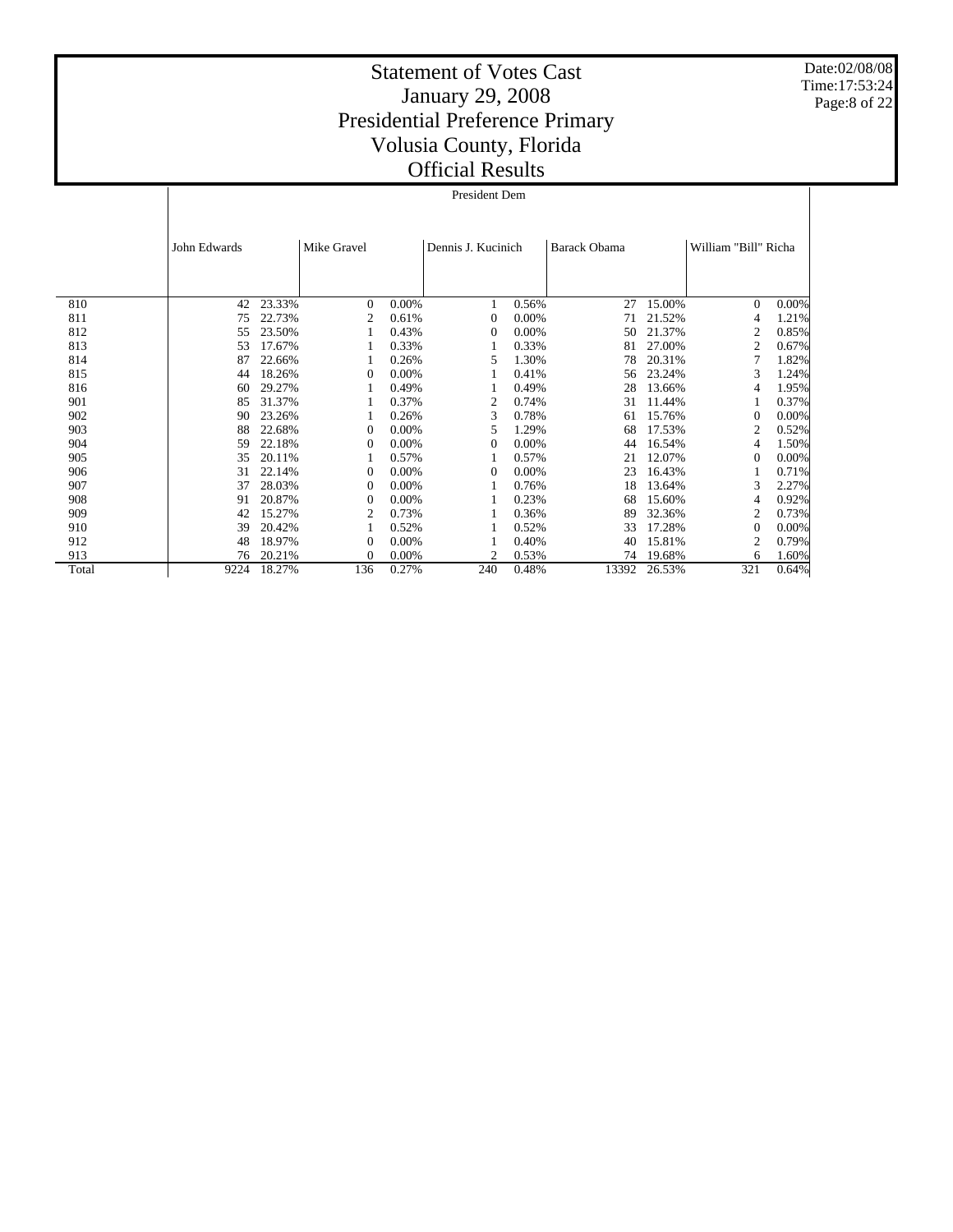# Statement of Votes Cast
# January 29, 2008
# Presidential Preference Primary
# Volusia County, Florida
# Official Results

Date:02/08/08
Time:17:53:24

| | President Dem | | | | | | | | | |
|---|---|---|---|---|---|---|---|---|---|---|
| | John Edwards | | Mike Gravel | | Dennis J. Kucinich | | Barack Obama | | William "Bill" Richa | |
| 810 | 42 | 23.33% | 0 | 0.00% | 1 | 0.56% | 27 | 15.00% | 0 | 0.00% |
| 811 | 75 | 22.73% | 2 | 0.61% | 0 | 0.00% | 71 | 21.52% | 4 | 1.21% |
| 812 | 55 | 23.50% | 1 | 0.43% | 0 | 0.00% | 50 | 21.37% | 2 | 0.85% |
| 813 | 53 | 17.67% | 1 | 0.33% | 1 | 0.33% | 81 | 27.00% | 2 | 0.67% |
| 814 | 87 | 22.66% | 1 | 0.26% | 5 | 1.30% | 78 | 20.31% | 7 | 1.82% |
| 815 | 44 | 18.26% | 0 | 0.00% | 1 | 0.41% | 56 | 23.24% | 3 | 1.24% |
| 816 | 60 | 29.27% | 1 | 0.49% | 1 | 0.49% | 28 | 13.66% | 4 | 1.95% |
| 901 | 85 | 31.37% | 1 | 0.37% | 2 | 0.74% | 31 | 11.44% | 1 | 0.37% |
| 902 | 90 | 23.26% | 1 | 0.26% | 3 | 0.78% | 61 | 15.76% | 0 | 0.00% |
| 903 | 88 | 22.68% | 0 | 0.00% | 5 | 1.29% | 68 | 17.53% | 2 | 0.52% |
| 904 | 59 | 22.18% | 0 | 0.00% | 0 | 0.00% | 44 | 16.54% | 4 | 1.50% |
| 905 | 35 | 20.11% | 1 | 0.57% | 1 | 0.57% | 21 | 12.07% | 0 | 0.00% |
| 906 | 31 | 22.14% | 0 | 0.00% | 0 | 0.00% | 23 | 16.43% | 1 | 0.71% |
| 907 | 37 | 28.03% | 0 | 0.00% | 1 | 0.76% | 18 | 13.64% | 3 | 2.27% |
| 908 | 91 | 20.87% | 0 | 0.00% | 1 | 0.23% | 68 | 15.60% | 4 | 0.92% |
| 909 | 42 | 15.27% | 2 | 0.73% | 1 | 0.36% | 89 | 32.36% | 2 | 0.73% |
| 910 | 39 | 20.42% | 1 | 0.52% | 1 | 0.52% | 33 | 17.28% | 0 | 0.00% |
| 912 | 48 | 18.97% | 0 | 0.00% | 1 | 0.40% | 40 | 15.81% | 2 | 0.79% |
| 913 | 76 | 20.21% | 0 | 0.00% | 2 | 0.53% | 74 | 19.68% | 6 | 1.60% |
| Total | 9224 | 18.27% | 136 | 0.27% | 240 | 0.48% | 13392 | 26.53% | 321 | 0.64% |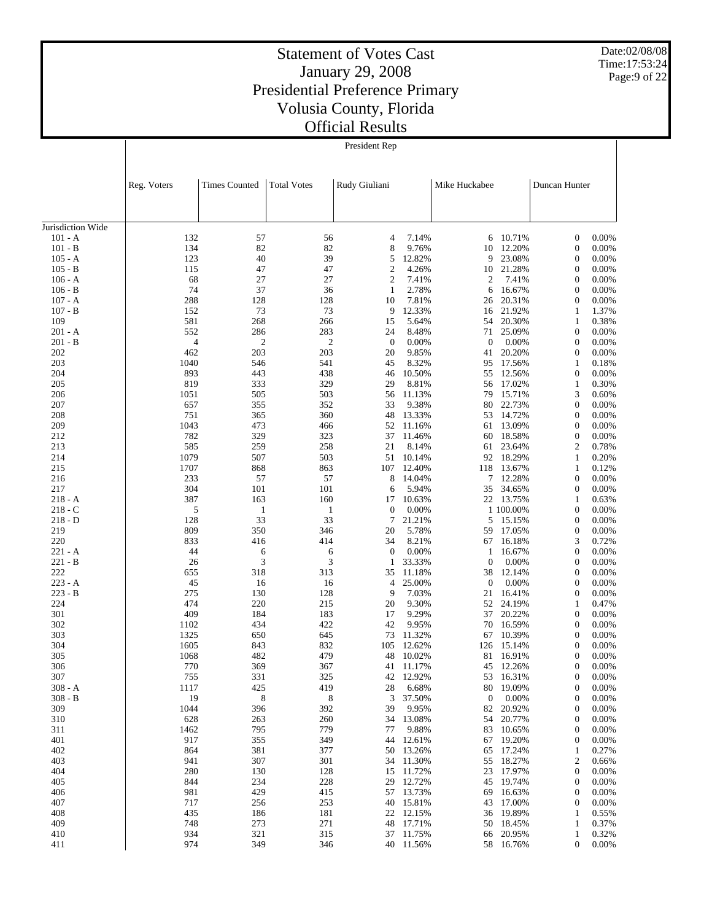# Statement of Votes Cast
# January 29, 2008
# Presidential Preference Primary
# Volusia County, Florida
# Official Results

Date:02/08/08
Time:17:53:24

President Rep

| | Reg. Voters | Times Counted | Total Votes | Rudy Giuliani | | Mike Huckabee | | Duncan Hunter | |
|---|---|---|---|---|---|---|---|---|---|
| Jurisdiction Wide | | | | | | | | | |
| 101 - A | 132 | 57 | 56 | 4 | 7.14% | 6 | 10.71% | 0 | 0.00% |
| 101 - B | 134 | 82 | 82 | 8 | 9.76% | 10 | 12.20% | 0 | 0.00% |
| 105 - A | 123 | 40 | 39 | 5 | 12.82% | 9 | 23.08% | 0 | 0.00% |
| 105 - B | 115 | 47 | 47 | 2 | 4.26% | 10 | 21.28% | 0 | 0.00% |
| 106 - A | 68 | 27 | 27 | 2 | 7.41% | 2 | 7.41% | 0 | 0.00% |
| 106 - B | 74 | 37 | 36 | 1 | 2.78% | 6 | 16.67% | 0 | 0.00% |
| 107 - A | 288 | 128 | 128 | 10 | 7.81% | 26 | 20.31% | 0 | 0.00% |
| 107 - B | 152 | 73 | 73 | 9 | 12.33% | 16 | 21.92% | 1 | 1.37% |
| 109 | 581 | 268 | 266 | 15 | 5.64% | 54 | 20.30% | 1 | 0.38% |
| 201 - A | 552 | 286 | 283 | 24 | 8.48% | 71 | 25.09% | 0 | 0.00% |
| 201 - B | 4 | 2 | 2 | 0 | 0.00% | 0 | 0.00% | 0 | 0.00% |
| 202 | 462 | 203 | 203 | 20 | 9.85% | 41 | 20.20% | 0 | 0.00% |
| 203 | 1040 | 546 | 541 | 45 | 8.32% | 95 | 17.56% | 1 | 0.18% |
| 204 | 893 | 443 | 438 | 46 | 10.50% | 55 | 12.56% | 0 | 0.00% |
| 205 | 819 | 333 | 329 | 29 | 8.81% | 56 | 17.02% | 1 | 0.30% |
| 206 | 1051 | 505 | 503 | 56 | 11.13% | 79 | 15.71% | 3 | 0.60% |
| 207 | 657 | 355 | 352 | 33 | 9.38% | 80 | 22.73% | 0 | 0.00% |
| 208 | 751 | 365 | 360 | 48 | 13.33% | 53 | 14.72% | 0 | 0.00% |
| 209 | 1043 | 473 | 466 | 52 | 11.16% | 61 | 13.09% | 0 | 0.00% |
| 212 | 782 | 329 | 323 | 37 | 11.46% | 60 | 18.58% | 0 | 0.00% |
| 213 | 585 | 259 | 258 | 21 | 8.14% | 61 | 23.64% | 2 | 0.78% |
| 214 | 1079 | 507 | 503 | 51 | 10.14% | 92 | 18.29% | 1 | 0.20% |
| 215 | 1707 | 868 | 863 | 107 | 12.40% | 118 | 13.67% | 1 | 0.12% |
| 216 | 233 | 57 | 57 | 8 | 14.04% | 7 | 12.28% | 0 | 0.00% |
| 217 | 304 | 101 | 101 | 6 | 5.94% | 35 | 34.65% | 0 | 0.00% |
| 218 - A | 387 | 163 | 160 | 17 | 10.63% | 22 | 13.75% | 1 | 0.63% |
| 218 - C | 5 | 1 | 1 | 0 | 0.00% | 1 | 100.00% | 0 | 0.00% |
| 218 - D | 128 | 33 | 33 | 7 | 21.21% | 5 | 15.15% | 0 | 0.00% |
| 219 | 809 | 350 | 346 | 20 | 5.78% | 59 | 17.05% | 0 | 0.00% |
| 220 | 833 | 416 | 414 | 34 | 8.21% | 67 | 16.18% | 3 | 0.72% |
| 221 - A | 44 | 6 | 6 | 0 | 0.00% | 1 | 16.67% | 0 | 0.00% |
| 221 - B | 26 | 3 | 3 | 1 | 33.33% | 0 | 0.00% | 0 | 0.00% |
| 222 | 655 | 318 | 313 | 35 | 11.18% | 38 | 12.14% | 0 | 0.00% |
| 223 - A | 45 | 16 | 16 | 4 | 25.00% | 0 | 0.00% | 0 | 0.00% |
| 223 - B | 275 | 130 | 128 | 9 | 7.03% | 21 | 16.41% | 0 | 0.00% |
| 224 | 474 | 220 | 215 | 20 | 9.30% | 52 | 24.19% | 1 | 0.47% |
| 301 | 409 | 184 | 183 | 17 | 9.29% | 37 | 20.22% | 0 | 0.00% |
| 302 | 1102 | 434 | 422 | 42 | 9.95% | 70 | 16.59% | 0 | 0.00% |
| 303 | 1325 | 650 | 645 | 73 | 11.32% | 67 | 10.39% | 0 | 0.00% |
| 304 | 1605 | 843 | 832 | 105 | 12.62% | 126 | 15.14% | 0 | 0.00% |
| 305 | 1068 | 482 | 479 | 48 | 10.02% | 81 | 16.91% | 0 | 0.00% |
| 306 | 770 | 369 | 367 | 41 | 11.17% | 45 | 12.26% | 0 | 0.00% |
| 307 | 755 | 331 | 325 | 42 | 12.92% | 53 | 16.31% | 0 | 0.00% |
| 308 - A | 1117 | 425 | 419 | 28 | 6.68% | 80 | 19.09% | 0 | 0.00% |
| 308 - B | 19 | 8 | 8 | 3 | 37.50% | 0 | 0.00% | 0 | 0.00% |
| 309 | 1044 | 396 | 392 | 39 | 9.95% | 82 | 20.92% | 0 | 0.00% |
| 310 | 628 | 263 | 260 | 34 | 13.08% | 54 | 20.77% | 0 | 0.00% |
| 311 | 1462 | 795 | 779 | 77 | 9.88% | 83 | 10.65% | 0 | 0.00% |
| 401 | 917 | 355 | 349 | 44 | 12.61% | 67 | 19.20% | 0 | 0.00% |
| 402 | 864 | 381 | 377 | 50 | 13.26% | 65 | 17.24% | 1 | 0.27% |
| 403 | 941 | 307 | 301 | 34 | 11.30% | 55 | 18.27% | 2 | 0.66% |
| 404 | 280 | 130 | 128 | 15 | 11.72% | 23 | 17.97% | 0 | 0.00% |
| 405 | 844 | 234 | 228 | 29 | 12.72% | 45 | 19.74% | 0 | 0.00% |
| 406 | 981 | 429 | 415 | 57 | 13.73% | 69 | 16.63% | 0 | 0.00% |
| 407 | 717 | 256 | 253 | 40 | 15.81% | 43 | 17.00% | 0 | 0.00% |
| 408 | 435 | 186 | 181 | 22 | 12.15% | 36 | 19.89% | 1 | 0.55% |
| 409 | 748 | 273 | 271 | 48 | 17.71% | 50 | 18.45% | 1 | 0.37% |
| 410 | 934 | 321 | 315 | 37 | 11.75% | 66 | 20.95% | 1 | 0.32% |
| 411 | 974 | 349 | 346 | 40 | 11.56% | 58 | 16.76% | 0 | 0.00% |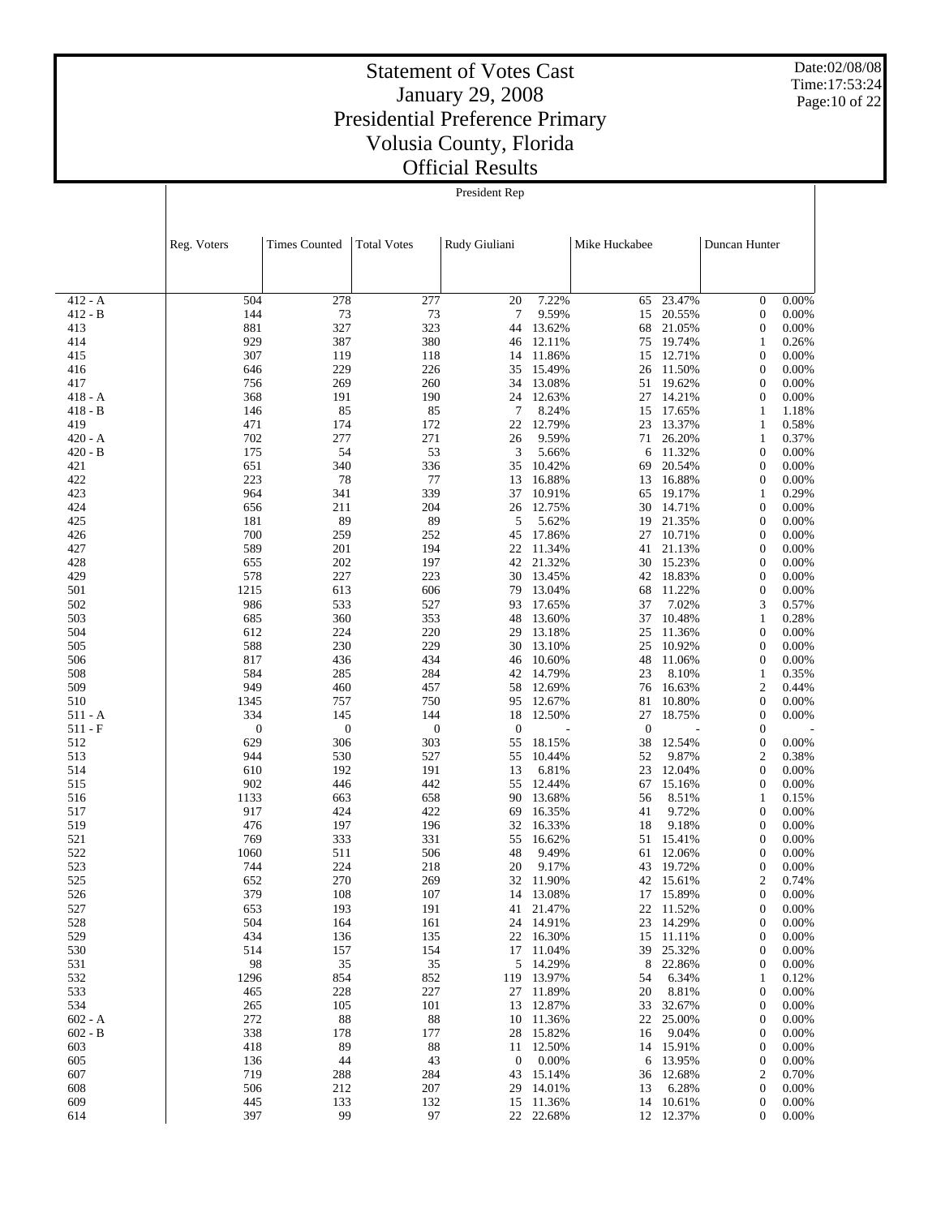# Statement of Votes Cast
## January 29, 2008
## Presidential Preference Primary
## Volusia County, Florida
## Official Results

Date:02/08/08
Time:17:53:24

President Rep

| | Reg. Voters | Times Counted | Total Votes | Rudy Giuliani | | Mike Huckabee | | Duncan Hunter | |
|---|---|---|---|---|---|---|---|---|---|
| 412 - A | 504 | 278 | 277 | 20 | 7.22% | 65 | 23.47% | 0 | 0.00% |
| 412 - B | 144 | 73 | 73 | 7 | 9.59% | 15 | 20.55% | 0 | 0.00% |
| 413 | 881 | 327 | 323 | 44 | 13.62% | 68 | 21.05% | 0 | 0.00% |
| 414 | 929 | 387 | 380 | 46 | 12.11% | 75 | 19.74% | 1 | 0.26% |
| 415 | 307 | 119 | 118 | 14 | 11.86% | 15 | 12.71% | 0 | 0.00% |
| 416 | 646 | 229 | 226 | 35 | 15.49% | 26 | 11.50% | 0 | 0.00% |
| 417 | 756 | 269 | 260 | 34 | 13.08% | 51 | 19.62% | 0 | 0.00% |
| 418 - A | 368 | 191 | 190 | 24 | 12.63% | 27 | 14.21% | 0 | 0.00% |
| 418 - B | 146 | 85 | 85 | 7 | 8.24% | 15 | 17.65% | 1 | 1.18% |
| 419 | 471 | 174 | 172 | 22 | 12.79% | 23 | 13.37% | 1 | 0.58% |
| 420 - A | 702 | 277 | 271 | 26 | 9.59% | 71 | 26.20% | 1 | 0.37% |
| 420 - B | 175 | 54 | 53 | 3 | 5.66% | 6 | 11.32% | 0 | 0.00% |
| 421 | 651 | 340 | 336 | 35 | 10.42% | 69 | 20.54% | 0 | 0.00% |
| 422 | 223 | 78 | 77 | 13 | 16.88% | 13 | 16.88% | 0 | 0.00% |
| 423 | 964 | 341 | 339 | 37 | 10.91% | 65 | 19.17% | 1 | 0.29% |
| 424 | 656 | 211 | 204 | 26 | 12.75% | 30 | 14.71% | 0 | 0.00% |
| 425 | 181 | 89 | 89 | 5 | 5.62% | 19 | 21.35% | 0 | 0.00% |
| 426 | 700 | 259 | 252 | 45 | 17.86% | 27 | 10.71% | 0 | 0.00% |
| 427 | 589 | 201 | 194 | 22 | 11.34% | 41 | 21.13% | 0 | 0.00% |
| 428 | 655 | 202 | 197 | 42 | 21.32% | 30 | 15.23% | 0 | 0.00% |
| 429 | 578 | 227 | 223 | 30 | 13.45% | 42 | 18.83% | 0 | 0.00% |
| 501 | 1215 | 613 | 606 | 79 | 13.04% | 68 | 11.22% | 0 | 0.00% |
| 502 | 986 | 533 | 527 | 93 | 17.65% | 37 | 7.02% | 3 | 0.57% |
| 503 | 685 | 360 | 353 | 48 | 13.60% | 37 | 10.48% | 1 | 0.28% |
| 504 | 612 | 224 | 220 | 29 | 13.18% | 25 | 11.36% | 0 | 0.00% |
| 505 | 588 | 230 | 229 | 30 | 13.10% | 25 | 10.92% | 0 | 0.00% |
| 506 | 817 | 436 | 434 | 46 | 10.60% | 48 | 11.06% | 0 | 0.00% |
| 508 | 584 | 285 | 284 | 42 | 14.79% | 23 | 8.10% | 1 | 0.35% |
| 509 | 949 | 460 | 457 | 58 | 12.69% | 76 | 16.63% | 2 | 0.44% |
| 510 | 1345 | 757 | 750 | 95 | 12.67% | 81 | 10.80% | 0 | 0.00% |
| 511 - A | 334 | 145 | 144 | 18 | 12.50% | 27 | 18.75% | 0 | 0.00% |
| 511 - F | 0 | 0 | 0 | 0 | - | 0 | - | 0 | - |
| 512 | 629 | 306 | 303 | 55 | 18.15% | 38 | 12.54% | 0 | 0.00% |
| 513 | 944 | 530 | 527 | 55 | 10.44% | 52 | 9.87% | 2 | 0.38% |
| 514 | 610 | 192 | 191 | 13 | 6.81% | 23 | 12.04% | 0 | 0.00% |
| 515 | 902 | 446 | 442 | 55 | 12.44% | 67 | 15.16% | 0 | 0.00% |
| 516 | 1133 | 663 | 658 | 90 | 13.68% | 56 | 8.51% | 1 | 0.15% |
| 517 | 917 | 424 | 422 | 69 | 16.35% | 41 | 9.72% | 0 | 0.00% |
| 519 | 476 | 197 | 196 | 32 | 16.33% | 18 | 9.18% | 0 | 0.00% |
| 521 | 769 | 333 | 331 | 55 | 16.62% | 51 | 15.41% | 0 | 0.00% |
| 522 | 1060 | 511 | 506 | 48 | 9.49% | 61 | 12.06% | 0 | 0.00% |
| 523 | 744 | 224 | 218 | 20 | 9.17% | 43 | 19.72% | 0 | 0.00% |
| 525 | 652 | 270 | 269 | 32 | 11.90% | 42 | 15.61% | 2 | 0.74% |
| 526 | 379 | 108 | 107 | 14 | 13.08% | 17 | 15.89% | 0 | 0.00% |
| 527 | 653 | 193 | 191 | 41 | 21.47% | 22 | 11.52% | 0 | 0.00% |
| 528 | 504 | 164 | 161 | 24 | 14.91% | 23 | 14.29% | 0 | 0.00% |
| 529 | 434 | 136 | 135 | 22 | 16.30% | 15 | 11.11% | 0 | 0.00% |
| 530 | 514 | 157 | 154 | 17 | 11.04% | 39 | 25.32% | 0 | 0.00% |
| 531 | 98 | 35 | 35 | 5 | 14.29% | 8 | 22.86% | 0 | 0.00% |
| 532 | 1296 | 854 | 852 | 119 | 13.97% | 54 | 6.34% | 1 | 0.12% |
| 533 | 465 | 228 | 227 | 27 | 11.89% | 20 | 8.81% | 0 | 0.00% |
| 534 | 265 | 105 | 101 | 13 | 12.87% | 33 | 32.67% | 0 | 0.00% |
| 602 - A | 272 | 88 | 88 | 10 | 11.36% | 22 | 25.00% | 0 | 0.00% |
| 602 - B | 338 | 178 | 177 | 28 | 15.82% | 16 | 9.04% | 0 | 0.00% |
| 603 | 418 | 89 | 88 | 11 | 12.50% | 14 | 15.91% | 0 | 0.00% |
| 605 | 136 | 44 | 43 | 0 | 0.00% | 6 | 13.95% | 0 | 0.00% |
| 607 | 719 | 288 | 284 | 43 | 15.14% | 36 | 12.68% | 2 | 0.70% |
| 608 | 506 | 212 | 207 | 29 | 14.01% | 13 | 6.28% | 0 | 0.00% |
| 609 | 445 | 133 | 132 | 15 | 11.36% | 14 | 10.61% | 0 | 0.00% |
| 614 | 397 | 99 | 97 | 22 | 22.68% | 12 | 12.37% | 0 | 0.00% |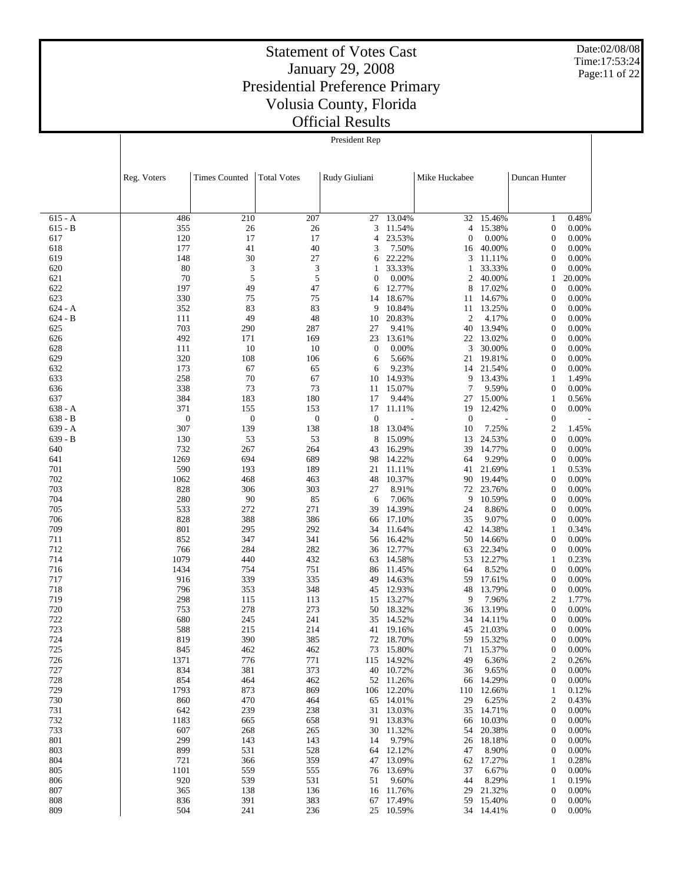# Statement of Votes Cast
# January 29, 2008
# Presidential Preference Primary
# Volusia County, Florida
# Official Results

Date:02/08/08
Time:17:53:24

President Rep

| | Reg. Voters | Times Counted | Total Votes | Rudy Giuliani | | Mike Huckabee | | Duncan Hunter | |
|---|---|---|---|---|---|---|---|---|---|
| 615 - A | 486 | 210 | 207 | 27 | 13.04% | 32 | 15.46% | 1 | 0.48% |
| 615 - B | 355 | 26 | 26 | 3 | 11.54% | 4 | 15.38% | 0 | 0.00% |
| 617 | 120 | 17 | 17 | 4 | 23.53% | 0 | 0.00% | 0 | 0.00% |
| 618 | 177 | 41 | 40 | 3 | 7.50% | 16 | 40.00% | 0 | 0.00% |
| 619 | 148 | 30 | 27 | 6 | 22.22% | 3 | 11.11% | 0 | 0.00% |
| 620 | 80 | 3 | 3 | 1 | 33.33% | 1 | 33.33% | 0 | 0.00% |
| 621 | 70 | 5 | 5 | 0 | 0.00% | 2 | 40.00% | 1 | 20.00% |
| 622 | 197 | 49 | 47 | 6 | 12.77% | 8 | 17.02% | 0 | 0.00% |
| 623 | 330 | 75 | 75 | 14 | 18.67% | 11 | 14.67% | 0 | 0.00% |
| 624 - A | 352 | 83 | 83 | 9 | 10.84% | 11 | 13.25% | 0 | 0.00% |
| 624 - B | 111 | 49 | 48 | 10 | 20.83% | 2 | 4.17% | 0 | 0.00% |
| 625 | 703 | 290 | 287 | 27 | 9.41% | 40 | 13.94% | 0 | 0.00% |
| 626 | 492 | 171 | 169 | 23 | 13.61% | 22 | 13.02% | 0 | 0.00% |
| 628 | 111 | 10 | 10 | 0 | 0.00% | 3 | 30.00% | 0 | 0.00% |
| 629 | 320 | 108 | 106 | 6 | 5.66% | 21 | 19.81% | 0 | 0.00% |
| 632 | 173 | 67 | 65 | 6 | 9.23% | 14 | 21.54% | 0 | 0.00% |
| 633 | 258 | 70 | 67 | 10 | 14.93% | 9 | 13.43% | 1 | 1.49% |
| 636 | 338 | 73 | 73 | 11 | 15.07% | 7 | 9.59% | 0 | 0.00% |
| 637 | 384 | 183 | 180 | 17 | 9.44% | 27 | 15.00% | 1 | 0.56% |
| 638 - A | 371 | 155 | 153 | 17 | 11.11% | 19 | 12.42% | 0 | 0.00% |
| 638 - B | 0 | 0 | 0 | 0 | - | 0 | - | 0 | - |
| 639 - A | 307 | 139 | 138 | 18 | 13.04% | 10 | 7.25% | 2 | 1.45% |
| 639 - B | 130 | 53 | 53 | 8 | 15.09% | 13 | 24.53% | 0 | 0.00% |
| 640 | 732 | 267 | 264 | 43 | 16.29% | 39 | 14.77% | 0 | 0.00% |
| 641 | 1269 | 694 | 689 | 98 | 14.22% | 64 | 9.29% | 0 | 0.00% |
| 701 | 590 | 193 | 189 | 21 | 11.11% | 41 | 21.69% | 1 | 0.53% |
| 702 | 1062 | 468 | 463 | 48 | 10.37% | 90 | 19.44% | 0 | 0.00% |
| 703 | 828 | 306 | 303 | 27 | 8.91% | 72 | 23.76% | 0 | 0.00% |
| 704 | 280 | 90 | 85 | 6 | 7.06% | 9 | 10.59% | 0 | 0.00% |
| 705 | 533 | 272 | 271 | 39 | 14.39% | 24 | 8.86% | 0 | 0.00% |
| 706 | 828 | 388 | 386 | 66 | 17.10% | 35 | 9.07% | 0 | 0.00% |
| 709 | 801 | 295 | 292 | 34 | 11.64% | 42 | 14.38% | 1 | 0.34% |
| 711 | 852 | 347 | 341 | 56 | 16.42% | 50 | 14.66% | 0 | 0.00% |
| 712 | 766 | 284 | 282 | 36 | 12.77% | 63 | 22.34% | 0 | 0.00% |
| 714 | 1079 | 440 | 432 | 63 | 14.58% | 53 | 12.27% | 1 | 0.23% |
| 716 | 1434 | 754 | 751 | 86 | 11.45% | 64 | 8.52% | 0 | 0.00% |
| 717 | 916 | 339 | 335 | 49 | 14.63% | 59 | 17.61% | 0 | 0.00% |
| 718 | 796 | 353 | 348 | 45 | 12.93% | 48 | 13.79% | 0 | 0.00% |
| 719 | 298 | 115 | 113 | 15 | 13.27% | 9 | 7.96% | 2 | 1.77% |
| 720 | 753 | 278 | 273 | 50 | 18.32% | 36 | 13.19% | 0 | 0.00% |
| 722 | 680 | 245 | 241 | 35 | 14.52% | 34 | 14.11% | 0 | 0.00% |
| 723 | 588 | 215 | 214 | 41 | 19.16% | 45 | 21.03% | 0 | 0.00% |
| 724 | 819 | 390 | 385 | 72 | 18.70% | 59 | 15.32% | 0 | 0.00% |
| 725 | 845 | 462 | 462 | 73 | 15.80% | 71 | 15.37% | 0 | 0.00% |
| 726 | 1371 | 776 | 771 | 115 | 14.92% | 49 | 6.36% | 2 | 0.26% |
| 727 | 834 | 381 | 373 | 40 | 10.72% | 36 | 9.65% | 0 | 0.00% |
| 728 | 854 | 464 | 462 | 52 | 11.26% | 66 | 14.29% | 0 | 0.00% |
| 729 | 1793 | 873 | 869 | 106 | 12.20% | 110 | 12.66% | 1 | 0.12% |
| 730 | 860 | 470 | 464 | 65 | 14.01% | 29 | 6.25% | 2 | 0.43% |
| 731 | 642 | 239 | 238 | 31 | 13.03% | 35 | 14.71% | 0 | 0.00% |
| 732 | 1183 | 665 | 658 | 91 | 13.83% | 66 | 10.03% | 0 | 0.00% |
| 733 | 607 | 268 | 265 | 30 | 11.32% | 54 | 20.38% | 0 | 0.00% |
| 801 | 299 | 143 | 143 | 14 | 9.79% | 26 | 18.18% | 0 | 0.00% |
| 803 | 899 | 531 | 528 | 64 | 12.12% | 47 | 8.90% | 0 | 0.00% |
| 804 | 721 | 366 | 359 | 47 | 13.09% | 62 | 17.27% | 1 | 0.28% |
| 805 | 1101 | 559 | 555 | 76 | 13.69% | 37 | 6.67% | 0 | 0.00% |
| 806 | 920 | 539 | 531 | 51 | 9.60% | 44 | 8.29% | 1 | 0.19% |
| 807 | 365 | 138 | 136 | 16 | 11.76% | 29 | 21.32% | 0 | 0.00% |
| 808 | 836 | 391 | 383 | 67 | 17.49% | 59 | 15.40% | 0 | 0.00% |
| 809 | 504 | 241 | 236 | 25 | 10.59% | 34 | 14.41% | 0 | 0.00% |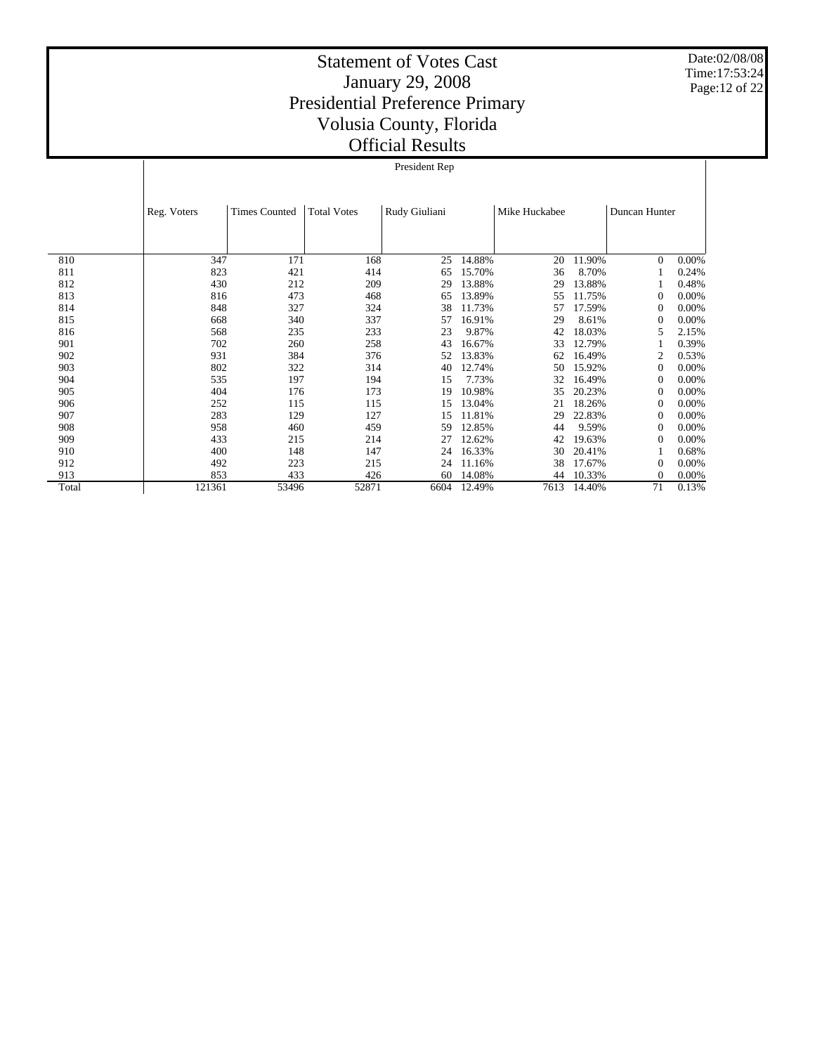# Statement of Votes Cast
# January 29, 2008
# Presidential Preference Primary
# Volusia County, Florida
# Official Results

Date:02/08/08
Time:17:53:24

| | President Rep | | | | | | | | |
|---|---|---|---|---|---|---|---|---|---|
| | Reg. Voters | Times Counted | Total Votes | Rudy Giuliani | | Mike Huckabee | | Duncan Hunter | |
| 810 | 347 | 171 | 168 | 25 | 14.88% | 20 | 11.90% | 0 | 0.00% |
| 811 | 823 | 421 | 414 | 65 | 15.70% | 36 | 8.70% | 1 | 0.24% |
| 812 | 430 | 212 | 209 | 29 | 13.88% | 29 | 13.88% | 1 | 0.48% |
| 813 | 816 | 473 | 468 | 65 | 13.89% | 55 | 11.75% | 0 | 0.00% |
| 814 | 848 | 327 | 324 | 38 | 11.73% | 57 | 17.59% | 0 | 0.00% |
| 815 | 668 | 340 | 337 | 57 | 16.91% | 29 | 8.61% | 0 | 0.00% |
| 816 | 568 | 235 | 233 | 23 | 9.87% | 42 | 18.03% | 5 | 2.15% |
| 901 | 702 | 260 | 258 | 43 | 16.67% | 33 | 12.79% | 1 | 0.39% |
| 902 | 931 | 384 | 376 | 52 | 13.83% | 62 | 16.49% | 2 | 0.53% |
| 903 | 802 | 322 | 314 | 40 | 12.74% | 50 | 15.92% | 0 | 0.00% |
| 904 | 535 | 197 | 194 | 15 | 7.73% | 32 | 16.49% | 0 | 0.00% |
| 905 | 404 | 176 | 173 | 19 | 10.98% | 35 | 20.23% | 0 | 0.00% |
| 906 | 252 | 115 | 115 | 15 | 13.04% | 21 | 18.26% | 0 | 0.00% |
| 907 | 283 | 129 | 127 | 15 | 11.81% | 29 | 22.83% | 0 | 0.00% |
| 908 | 958 | 460 | 459 | 59 | 12.85% | 44 | 9.59% | 0 | 0.00% |
| 909 | 433 | 215 | 214 | 27 | 12.62% | 42 | 19.63% | 0 | 0.00% |
| 910 | 400 | 148 | 147 | 24 | 16.33% | 30 | 20.41% | 1 | 0.68% |
| 912 | 492 | 223 | 215 | 24 | 11.16% | 38 | 17.67% | 0 | 0.00% |
| 913 | 853 | 433 | 426 | 60 | 14.08% | 44 | 10.33% | 0 | 0.00% |
| Total | 121361 | 53496 | 52871 | 6604 | 12.49% | 7613 | 14.40% | 71 | 0.13% |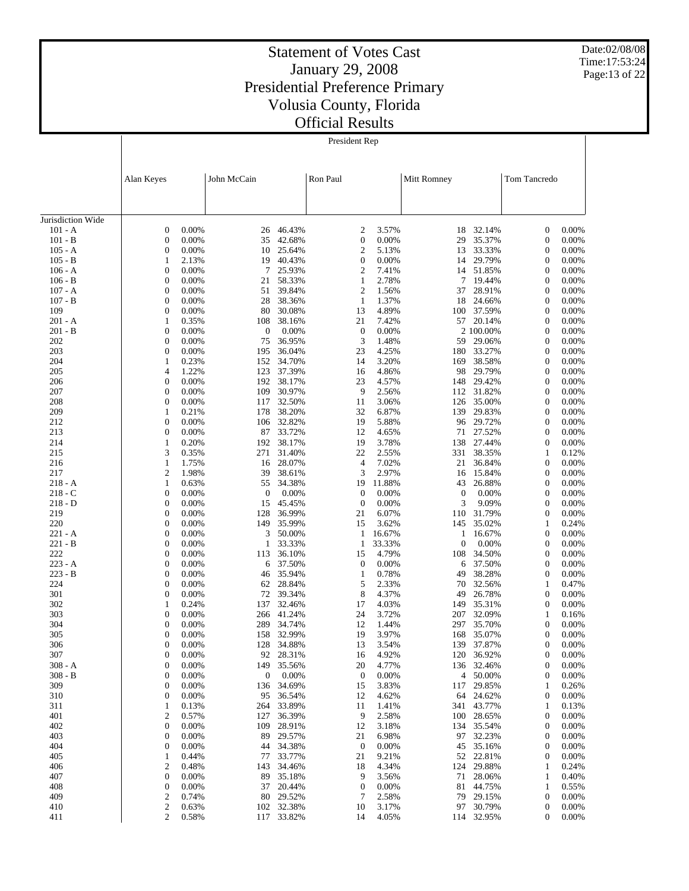# Statement of Votes Cast
# January 29, 2008
# Presidential Preference Primary
# Volusia County, Florida
# Official Results

Date:02/08/08
Time:17:53:24

**President Rep**

| | Alan Keyes | | John McCain | | Ron Paul | | Mitt Romney | | Tom Tancredo | |
|---|---|---|---|---|---|---|---|---|---|---|
| Jurisdiction Wide | | | | | | | | | | |
| 101 - A | 0 | 0.00% | 26 | 46.43% | 2 | 3.57% | 18 | 32.14% | 0 | 0.00% |
| 101 - B | 0 | 0.00% | 35 | 42.68% | 0 | 0.00% | 29 | 35.37% | 0 | 0.00% |
| 105 - A | 0 | 0.00% | 10 | 25.64% | 2 | 5.13% | 13 | 33.33% | 0 | 0.00% |
| 105 - B | 1 | 2.13% | 19 | 40.43% | 0 | 0.00% | 14 | 29.79% | 0 | 0.00% |
| 106 - A | 0 | 0.00% | 7 | 25.93% | 2 | 7.41% | 14 | 51.85% | 0 | 0.00% |
| 106 - B | 0 | 0.00% | 21 | 58.33% | 1 | 2.78% | 7 | 19.44% | 0 | 0.00% |
| 107 - A | 0 | 0.00% | 51 | 39.84% | 2 | 1.56% | 37 | 28.91% | 0 | 0.00% |
| 107 - B | 0 | 0.00% | 28 | 38.36% | 1 | 1.37% | 18 | 24.66% | 0 | 0.00% |
| 109 | 0 | 0.00% | 80 | 30.08% | 13 | 4.89% | 100 | 37.59% | 0 | 0.00% |
| 201 - A | 1 | 0.35% | 108 | 38.16% | 21 | 7.42% | 57 | 20.14% | 0 | 0.00% |
| 201 - B | 0 | 0.00% | 0 | 0.00% | 0 | 0.00% | 2 | 100.00% | 0 | 0.00% |
| 202 | 0 | 0.00% | 75 | 36.95% | 3 | 1.48% | 59 | 29.06% | 0 | 0.00% |
| 203 | 0 | 0.00% | 195 | 36.04% | 23 | 4.25% | 180 | 33.27% | 0 | 0.00% |
| 204 | 1 | 0.23% | 152 | 34.70% | 14 | 3.20% | 169 | 38.58% | 0 | 0.00% |
| 205 | 4 | 1.22% | 123 | 37.39% | 16 | 4.86% | 98 | 29.79% | 0 | 0.00% |
| 206 | 0 | 0.00% | 192 | 38.17% | 23 | 4.57% | 148 | 29.42% | 0 | 0.00% |
| 207 | 0 | 0.00% | 109 | 30.97% | 9 | 2.56% | 112 | 31.82% | 0 | 0.00% |
| 208 | 0 | 0.00% | 117 | 32.50% | 11 | 3.06% | 126 | 35.00% | 0 | 0.00% |
| 209 | 1 | 0.21% | 178 | 38.20% | 32 | 6.87% | 139 | 29.83% | 0 | 0.00% |
| 212 | 0 | 0.00% | 106 | 32.82% | 19 | 5.88% | 96 | 29.72% | 0 | 0.00% |
| 213 | 0 | 0.00% | 87 | 33.72% | 12 | 4.65% | 71 | 27.52% | 0 | 0.00% |
| 214 | 1 | 0.20% | 192 | 38.17% | 19 | 3.78% | 138 | 27.44% | 0 | 0.00% |
| 215 | 3 | 0.35% | 271 | 31.40% | 22 | 2.55% | 331 | 38.35% | 1 | 0.12% |
| 216 | 1 | 1.75% | 16 | 28.07% | 4 | 7.02% | 21 | 36.84% | 0 | 0.00% |
| 217 | 2 | 1.98% | 39 | 38.61% | 3 | 2.97% | 16 | 15.84% | 0 | 0.00% |
| 218 - A | 1 | 0.63% | 55 | 34.38% | 19 | 11.88% | 43 | 26.88% | 0 | 0.00% |
| 218 - C | 0 | 0.00% | 0 | 0.00% | 0 | 0.00% | 0 | 0.00% | 0 | 0.00% |
| 218 - D | 0 | 0.00% | 15 | 45.45% | 0 | 0.00% | 3 | 9.09% | 0 | 0.00% |
| 219 | 0 | 0.00% | 128 | 36.99% | 21 | 6.07% | 110 | 31.79% | 0 | 0.00% |
| 220 | 0 | 0.00% | 149 | 35.99% | 15 | 3.62% | 145 | 35.02% | 1 | 0.24% |
| 221 - A | 0 | 0.00% | 3 | 50.00% | 1 | 16.67% | 1 | 16.67% | 0 | 0.00% |
| 221 - B | 0 | 0.00% | 1 | 33.33% | 1 | 33.33% | 0 | 0.00% | 0 | 0.00% |
| 222 | 0 | 0.00% | 113 | 36.10% | 15 | 4.79% | 108 | 34.50% | 0 | 0.00% |
| 223 - A | 0 | 0.00% | 6 | 37.50% | 0 | 0.00% | 6 | 37.50% | 0 | 0.00% |
| 223 - B | 0 | 0.00% | 46 | 35.94% | 1 | 0.78% | 49 | 38.28% | 0 | 0.00% |
| 224 | 0 | 0.00% | 62 | 28.84% | 5 | 2.33% | 70 | 32.56% | 1 | 0.47% |
| 301 | 0 | 0.00% | 72 | 39.34% | 8 | 4.37% | 49 | 26.78% | 0 | 0.00% |
| 302 | 1 | 0.24% | 137 | 32.46% | 17 | 4.03% | 149 | 35.31% | 0 | 0.00% |
| 303 | 0 | 0.00% | 266 | 41.24% | 24 | 3.72% | 207 | 32.09% | 1 | 0.16% |
| 304 | 0 | 0.00% | 289 | 34.74% | 12 | 1.44% | 297 | 35.70% | 0 | 0.00% |
| 305 | 0 | 0.00% | 158 | 32.99% | 19 | 3.97% | 168 | 35.07% | 0 | 0.00% |
| 306 | 0 | 0.00% | 128 | 34.88% | 13 | 3.54% | 139 | 37.87% | 0 | 0.00% |
| 307 | 0 | 0.00% | 92 | 28.31% | 16 | 4.92% | 120 | 36.92% | 0 | 0.00% |
| 308 - A | 0 | 0.00% | 149 | 35.56% | 20 | 4.77% | 136 | 32.46% | 0 | 0.00% |
| 308 - B | 0 | 0.00% | 0 | 0.00% | 0 | 0.00% | 4 | 50.00% | 0 | 0.00% |
| 309 | 0 | 0.00% | 136 | 34.69% | 15 | 3.83% | 117 | 29.85% | 1 | 0.26% |
| 310 | 0 | 0.00% | 95 | 36.54% | 12 | 4.62% | 64 | 24.62% | 0 | 0.00% |
| 311 | 1 | 0.13% | 264 | 33.89% | 11 | 1.41% | 341 | 43.77% | 1 | 0.13% |
| 401 | 2 | 0.57% | 127 | 36.39% | 9 | 2.58% | 100 | 28.65% | 0 | 0.00% |
| 402 | 0 | 0.00% | 109 | 28.91% | 12 | 3.18% | 134 | 35.54% | 0 | 0.00% |
| 403 | 0 | 0.00% | 89 | 29.57% | 21 | 6.98% | 97 | 32.23% | 0 | 0.00% |
| 404 | 0 | 0.00% | 44 | 34.38% | 0 | 0.00% | 45 | 35.16% | 0 | 0.00% |
| 405 | 1 | 0.44% | 77 | 33.77% | 21 | 9.21% | 52 | 22.81% | 0 | 0.00% |
| 406 | 2 | 0.48% | 143 | 34.46% | 18 | 4.34% | 124 | 29.88% | 1 | 0.24% |
| 407 | 0 | 0.00% | 89 | 35.18% | 9 | 3.56% | 71 | 28.06% | 1 | 0.40% |
| 408 | 0 | 0.00% | 37 | 20.44% | 0 | 0.00% | 81 | 44.75% | 1 | 0.55% |
| 409 | 2 | 0.74% | 80 | 29.52% | 7 | 2.58% | 79 | 29.15% | 0 | 0.00% |
| 410 | 2 | 0.63% | 102 | 32.38% | 10 | 3.17% | 97 | 30.79% | 0 | 0.00% |
| 411 | 2 | 0.58% | 117 | 33.82% | 14 | 4.05% | 114 | 32.95% | 0 | 0.00% |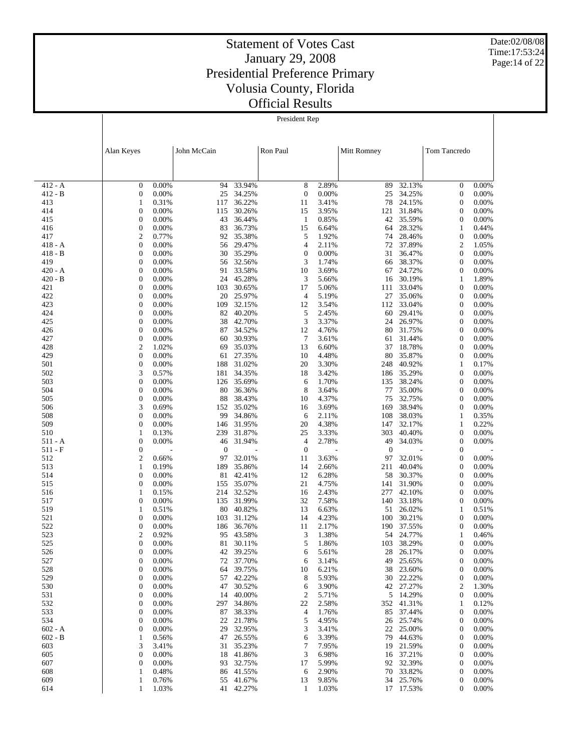# Statement of Votes Cast
# January 29, 2008
# Presidential Preference Primary
# Volusia County, Florida
# Official Results

Date:02/08/08
Time:17:53:24

President Rep

| | Alan Keyes | | John McCain | | Ron Paul | | Mitt Romney | | Tom Tancredo | |
|---|---|---|---|---|---|---|---|---|---|---|
| 412 - A | 0 | 0.00% | 94 | 33.94% | 8 | 2.89% | 89 | 32.13% | 0 | 0.00% |
| 412 - B | 0 | 0.00% | 25 | 34.25% | 0 | 0.00% | 25 | 34.25% | 0 | 0.00% |
| 413 | 1 | 0.31% | 117 | 36.22% | 11 | 3.41% | 78 | 24.15% | 0 | 0.00% |
| 414 | 0 | 0.00% | 115 | 30.26% | 15 | 3.95% | 121 | 31.84% | 0 | 0.00% |
| 415 | 0 | 0.00% | 43 | 36.44% | 1 | 0.85% | 42 | 35.59% | 0 | 0.00% |
| 416 | 0 | 0.00% | 83 | 36.73% | 15 | 6.64% | 64 | 28.32% | 1 | 0.44% |
| 417 | 2 | 0.77% | 92 | 35.38% | 5 | 1.92% | 74 | 28.46% | 0 | 0.00% |
| 418 - A | 0 | 0.00% | 56 | 29.47% | 4 | 2.11% | 72 | 37.89% | 2 | 1.05% |
| 418 - B | 0 | 0.00% | 30 | 35.29% | 0 | 0.00% | 31 | 36.47% | 0 | 0.00% |
| 419 | 0 | 0.00% | 56 | 32.56% | 3 | 1.74% | 66 | 38.37% | 0 | 0.00% |
| 420 - A | 0 | 0.00% | 91 | 33.58% | 10 | 3.69% | 67 | 24.72% | 0 | 0.00% |
| 420 - B | 0 | 0.00% | 24 | 45.28% | 3 | 5.66% | 16 | 30.19% | 1 | 1.89% |
| 421 | 0 | 0.00% | 103 | 30.65% | 17 | 5.06% | 111 | 33.04% | 0 | 0.00% |
| 422 | 0 | 0.00% | 20 | 25.97% | 4 | 5.19% | 27 | 35.06% | 0 | 0.00% |
| 423 | 0 | 0.00% | 109 | 32.15% | 12 | 3.54% | 112 | 33.04% | 0 | 0.00% |
| 424 | 0 | 0.00% | 82 | 40.20% | 5 | 2.45% | 60 | 29.41% | 0 | 0.00% |
| 425 | 0 | 0.00% | 38 | 42.70% | 3 | 3.37% | 24 | 26.97% | 0 | 0.00% |
| 426 | 0 | 0.00% | 87 | 34.52% | 12 | 4.76% | 80 | 31.75% | 0 | 0.00% |
| 427 | 0 | 0.00% | 60 | 30.93% | 7 | 3.61% | 61 | 31.44% | 0 | 0.00% |
| 428 | 2 | 1.02% | 69 | 35.03% | 13 | 6.60% | 37 | 18.78% | 0 | 0.00% |
| 429 | 0 | 0.00% | 61 | 27.35% | 10 | 4.48% | 80 | 35.87% | 0 | 0.00% |
| 501 | 0 | 0.00% | 188 | 31.02% | 20 | 3.30% | 248 | 40.92% | 1 | 0.17% |
| 502 | 3 | 0.57% | 181 | 34.35% | 18 | 3.42% | 186 | 35.29% | 0 | 0.00% |
| 503 | 0 | 0.00% | 126 | 35.69% | 6 | 1.70% | 135 | 38.24% | 0 | 0.00% |
| 504 | 0 | 0.00% | 80 | 36.36% | 8 | 3.64% | 77 | 35.00% | 0 | 0.00% |
| 505 | 0 | 0.00% | 88 | 38.43% | 10 | 4.37% | 75 | 32.75% | 0 | 0.00% |
| 506 | 3 | 0.69% | 152 | 35.02% | 16 | 3.69% | 169 | 38.94% | 0 | 0.00% |
| 508 | 0 | 0.00% | 99 | 34.86% | 6 | 2.11% | 108 | 38.03% | 1 | 0.35% |
| 509 | 0 | 0.00% | 146 | 31.95% | 20 | 4.38% | 147 | 32.17% | 1 | 0.22% |
| 510 | 1 | 0.13% | 239 | 31.87% | 25 | 3.33% | 303 | 40.40% | 0 | 0.00% |
| 511 - A | 0 | 0.00% | 46 | 31.94% | 4 | 2.78% | 49 | 34.03% | 0 | 0.00% |
| 511 - F | 0 | - | 0 | - | 0 | - | 0 | - | 0 | - |
| 512 | 2 | 0.66% | 97 | 32.01% | 11 | 3.63% | 97 | 32.01% | 0 | 0.00% |
| 513 | 1 | 0.19% | 189 | 35.86% | 14 | 2.66% | 211 | 40.04% | 0 | 0.00% |
| 514 | 0 | 0.00% | 81 | 42.41% | 12 | 6.28% | 58 | 30.37% | 0 | 0.00% |
| 515 | 0 | 0.00% | 155 | 35.07% | 21 | 4.75% | 141 | 31.90% | 0 | 0.00% |
| 516 | 1 | 0.15% | 214 | 32.52% | 16 | 2.43% | 277 | 42.10% | 0 | 0.00% |
| 517 | 0 | 0.00% | 135 | 31.99% | 32 | 7.58% | 140 | 33.18% | 0 | 0.00% |
| 519 | 1 | 0.51% | 80 | 40.82% | 13 | 6.63% | 51 | 26.02% | 1 | 0.51% |
| 521 | 0 | 0.00% | 103 | 31.12% | 14 | 4.23% | 100 | 30.21% | 0 | 0.00% |
| 522 | 0 | 0.00% | 186 | 36.76% | 11 | 2.17% | 190 | 37.55% | 0 | 0.00% |
| 523 | 2 | 0.92% | 95 | 43.58% | 3 | 1.38% | 54 | 24.77% | 1 | 0.46% |
| 525 | 0 | 0.00% | 81 | 30.11% | 5 | 1.86% | 103 | 38.29% | 0 | 0.00% |
| 526 | 0 | 0.00% | 42 | 39.25% | 6 | 5.61% | 28 | 26.17% | 0 | 0.00% |
| 527 | 0 | 0.00% | 72 | 37.70% | 6 | 3.14% | 49 | 25.65% | 0 | 0.00% |
| 528 | 0 | 0.00% | 64 | 39.75% | 10 | 6.21% | 38 | 23.60% | 0 | 0.00% |
| 529 | 0 | 0.00% | 57 | 42.22% | 8 | 5.93% | 30 | 22.22% | 0 | 0.00% |
| 530 | 0 | 0.00% | 47 | 30.52% | 6 | 3.90% | 42 | 27.27% | 2 | 1.30% |
| 531 | 0 | 0.00% | 14 | 40.00% | 2 | 5.71% | 5 | 14.29% | 0 | 0.00% |
| 532 | 0 | 0.00% | 297 | 34.86% | 22 | 2.58% | 352 | 41.31% | 1 | 0.12% |
| 533 | 0 | 0.00% | 87 | 38.33% | 4 | 1.76% | 85 | 37.44% | 0 | 0.00% |
| 534 | 0 | 0.00% | 22 | 21.78% | 5 | 4.95% | 26 | 25.74% | 0 | 0.00% |
| 602 - A | 0 | 0.00% | 29 | 32.95% | 3 | 3.41% | 22 | 25.00% | 0 | 0.00% |
| 602 - B | 1 | 0.56% | 47 | 26.55% | 6 | 3.39% | 79 | 44.63% | 0 | 0.00% |
| 603 | 3 | 3.41% | 31 | 35.23% | 7 | 7.95% | 19 | 21.59% | 0 | 0.00% |
| 605 | 0 | 0.00% | 18 | 41.86% | 3 | 6.98% | 16 | 37.21% | 0 | 0.00% |
| 607 | 0 | 0.00% | 93 | 32.75% | 17 | 5.99% | 92 | 32.39% | 0 | 0.00% |
| 608 | 1 | 0.48% | 86 | 41.55% | 6 | 2.90% | 70 | 33.82% | 0 | 0.00% |
| 609 | 1 | 0.76% | 55 | 41.67% | 13 | 9.85% | 34 | 25.76% | 0 | 0.00% |
| 614 | 1 | 1.03% | 41 | 42.27% | 1 | 1.03% | 17 | 17.53% | 0 | 0.00% |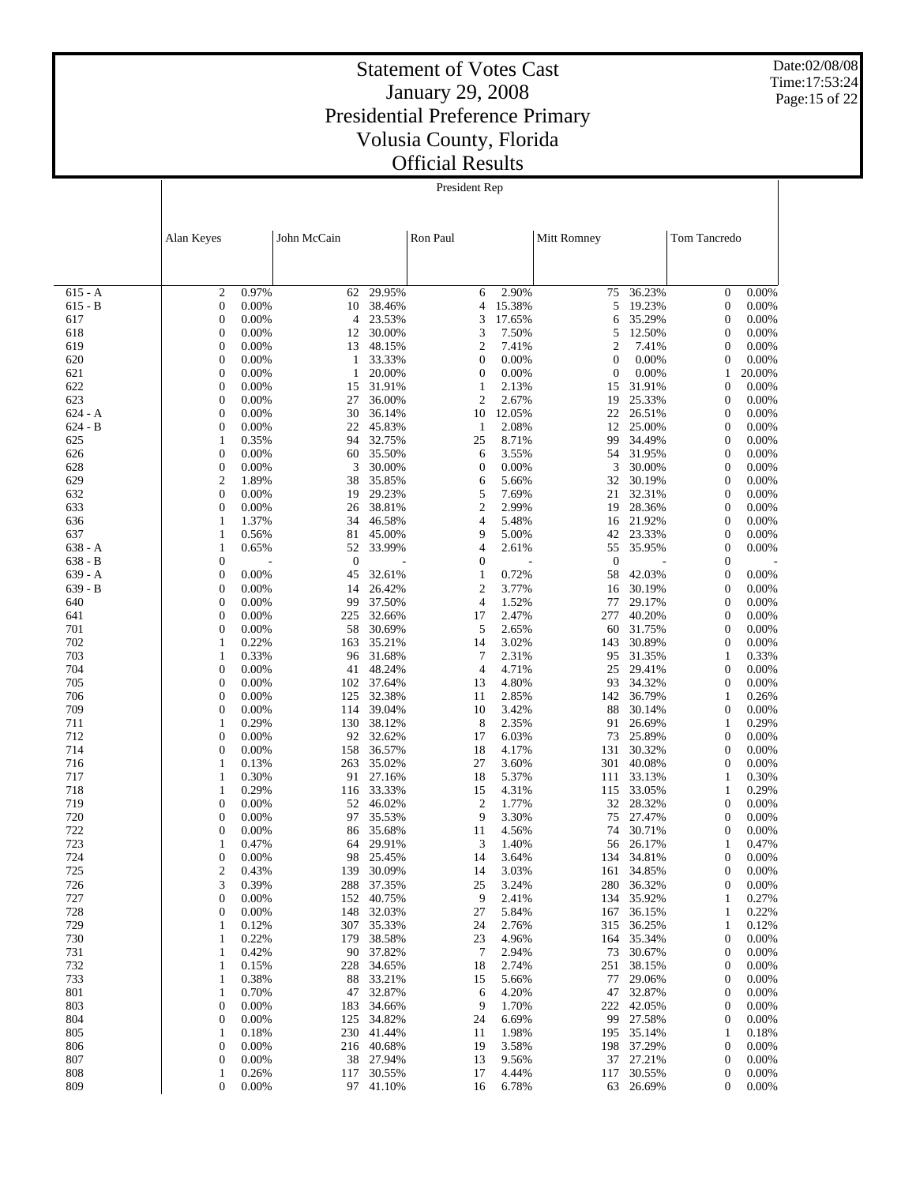# Statement of Votes Cast
## January 29, 2008
## Presidential Preference Primary
## Volusia County, Florida
## Official Results

Date:02/08/08
Time:17:53:24

President Rep

| | Alan Keyes | | John McCain | | Ron Paul | | Mitt Romney | | Tom Tancredo | |
|---|---|---|---|---|---|---|---|---|---|---|
| 615 - A | 2 | 0.97% | 62 | 29.95% | 6 | 2.90% | 75 | 36.23% | 0 | 0.00% |
| 615 - B | 0 | 0.00% | 10 | 38.46% | 4 | 15.38% | 5 | 19.23% | 0 | 0.00% |
| 617 | 0 | 0.00% | 4 | 23.53% | 3 | 17.65% | 6 | 35.29% | 0 | 0.00% |
| 618 | 0 | 0.00% | 12 | 30.00% | 3 | 7.50% | 5 | 12.50% | 0 | 0.00% |
| 619 | 0 | 0.00% | 13 | 48.15% | 2 | 7.41% | 2 | 7.41% | 0 | 0.00% |
| 620 | 0 | 0.00% | 1 | 33.33% | 0 | 0.00% | 0 | 0.00% | 0 | 0.00% |
| 621 | 0 | 0.00% | 1 | 20.00% | 0 | 0.00% | 0 | 0.00% | 1 | 20.00% |
| 622 | 0 | 0.00% | 15 | 31.91% | 1 | 2.13% | 15 | 31.91% | 0 | 0.00% |
| 623 | 0 | 0.00% | 27 | 36.00% | 2 | 2.67% | 19 | 25.33% | 0 | 0.00% |
| 624 - A | 0 | 0.00% | 30 | 36.14% | 10 | 12.05% | 22 | 26.51% | 0 | 0.00% |
| 624 - B | 0 | 0.00% | 22 | 45.83% | 1 | 2.08% | 12 | 25.00% | 0 | 0.00% |
| 625 | 1 | 0.35% | 94 | 32.75% | 25 | 8.71% | 99 | 34.49% | 0 | 0.00% |
| 626 | 0 | 0.00% | 60 | 35.50% | 6 | 3.55% | 54 | 31.95% | 0 | 0.00% |
| 628 | 0 | 0.00% | 3 | 30.00% | 0 | 0.00% | 3 | 30.00% | 0 | 0.00% |
| 629 | 2 | 1.89% | 38 | 35.85% | 6 | 5.66% | 32 | 30.19% | 0 | 0.00% |
| 632 | 0 | 0.00% | 19 | 29.23% | 5 | 7.69% | 21 | 32.31% | 0 | 0.00% |
| 633 | 0 | 0.00% | 26 | 38.81% | 2 | 2.99% | 19 | 28.36% | 0 | 0.00% |
| 636 | 1 | 1.37% | 34 | 46.58% | 4 | 5.48% | 16 | 21.92% | 0 | 0.00% |
| 637 | 1 | 0.56% | 81 | 45.00% | 9 | 5.00% | 42 | 23.33% | 0 | 0.00% |
| 638 - A | 1 | 0.65% | 52 | 33.99% | 4 | 2.61% | 55 | 35.95% | 0 | 0.00% |
| 638 - B | 0 | - | 0 | - | 0 | - | 0 | - | 0 | - |
| 639 - A | 0 | 0.00% | 45 | 32.61% | 1 | 0.72% | 58 | 42.03% | 0 | 0.00% |
| 639 - B | 0 | 0.00% | 14 | 26.42% | 2 | 3.77% | 16 | 30.19% | 0 | 0.00% |
| 640 | 0 | 0.00% | 99 | 37.50% | 4 | 1.52% | 77 | 29.17% | 0 | 0.00% |
| 641 | 0 | 0.00% | 225 | 32.66% | 17 | 2.47% | 277 | 40.20% | 0 | 0.00% |
| 701 | 0 | 0.00% | 58 | 30.69% | 5 | 2.65% | 60 | 31.75% | 0 | 0.00% |
| 702 | 1 | 0.22% | 163 | 35.21% | 14 | 3.02% | 143 | 30.89% | 0 | 0.00% |
| 703 | 1 | 0.33% | 96 | 31.68% | 7 | 2.31% | 95 | 31.35% | 1 | 0.33% |
| 704 | 0 | 0.00% | 41 | 48.24% | 4 | 4.71% | 25 | 29.41% | 0 | 0.00% |
| 705 | 0 | 0.00% | 102 | 37.64% | 13 | 4.80% | 93 | 34.32% | 0 | 0.00% |
| 706 | 0 | 0.00% | 125 | 32.38% | 11 | 2.85% | 142 | 36.79% | 1 | 0.26% |
| 709 | 0 | 0.00% | 114 | 39.04% | 10 | 3.42% | 88 | 30.14% | 0 | 0.00% |
| 711 | 1 | 0.29% | 130 | 38.12% | 8 | 2.35% | 91 | 26.69% | 1 | 0.29% |
| 712 | 0 | 0.00% | 92 | 32.62% | 17 | 6.03% | 73 | 25.89% | 0 | 0.00% |
| 714 | 0 | 0.00% | 158 | 36.57% | 18 | 4.17% | 131 | 30.32% | 0 | 0.00% |
| 716 | 1 | 0.13% | 263 | 35.02% | 27 | 3.60% | 301 | 40.08% | 0 | 0.00% |
| 717 | 1 | 0.30% | 91 | 27.16% | 18 | 5.37% | 111 | 33.13% | 1 | 0.30% |
| 718 | 1 | 0.29% | 116 | 33.33% | 15 | 4.31% | 115 | 33.05% | 1 | 0.29% |
| 719 | 0 | 0.00% | 52 | 46.02% | 2 | 1.77% | 32 | 28.32% | 0 | 0.00% |
| 720 | 0 | 0.00% | 97 | 35.53% | 9 | 3.30% | 75 | 27.47% | 0 | 0.00% |
| 722 | 0 | 0.00% | 86 | 35.68% | 11 | 4.56% | 74 | 30.71% | 0 | 0.00% |
| 723 | 1 | 0.47% | 64 | 29.91% | 3 | 1.40% | 56 | 26.17% | 1 | 0.47% |
| 724 | 0 | 0.00% | 98 | 25.45% | 14 | 3.64% | 134 | 34.81% | 0 | 0.00% |
| 725 | 2 | 0.43% | 139 | 30.09% | 14 | 3.03% | 161 | 34.85% | 0 | 0.00% |
| 726 | 3 | 0.39% | 288 | 37.35% | 25 | 3.24% | 280 | 36.32% | 0 | 0.00% |
| 727 | 0 | 0.00% | 152 | 40.75% | 9 | 2.41% | 134 | 35.92% | 1 | 0.27% |
| 728 | 0 | 0.00% | 148 | 32.03% | 27 | 5.84% | 167 | 36.15% | 1 | 0.22% |
| 729 | 1 | 0.12% | 307 | 35.33% | 24 | 2.76% | 315 | 36.25% | 1 | 0.12% |
| 730 | 1 | 0.22% | 179 | 38.58% | 23 | 4.96% | 164 | 35.34% | 0 | 0.00% |
| 731 | 1 | 0.42% | 90 | 37.82% | 7 | 2.94% | 73 | 30.67% | 0 | 0.00% |
| 732 | 1 | 0.15% | 228 | 34.65% | 18 | 2.74% | 251 | 38.15% | 0 | 0.00% |
| 733 | 1 | 0.38% | 88 | 33.21% | 15 | 5.66% | 77 | 29.06% | 0 | 0.00% |
| 801 | 1 | 0.70% | 47 | 32.87% | 6 | 4.20% | 47 | 32.87% | 0 | 0.00% |
| 803 | 0 | 0.00% | 183 | 34.66% | 9 | 1.70% | 222 | 42.05% | 0 | 0.00% |
| 804 | 0 | 0.00% | 125 | 34.82% | 24 | 6.69% | 99 | 27.58% | 0 | 0.00% |
| 805 | 1 | 0.18% | 230 | 41.44% | 11 | 1.98% | 195 | 35.14% | 1 | 0.18% |
| 806 | 0 | 0.00% | 216 | 40.68% | 19 | 3.58% | 198 | 37.29% | 0 | 0.00% |
| 807 | 0 | 0.00% | 38 | 27.94% | 13 | 9.56% | 37 | 27.21% | 0 | 0.00% |
| 808 | 1 | 0.26% | 117 | 30.55% | 17 | 4.44% | 117 | 30.55% | 0 | 0.00% |
| 809 | 0 | 0.00% | 97 | 41.10% | 16 | 6.78% | 63 | 26.69% | 0 | 0.00% |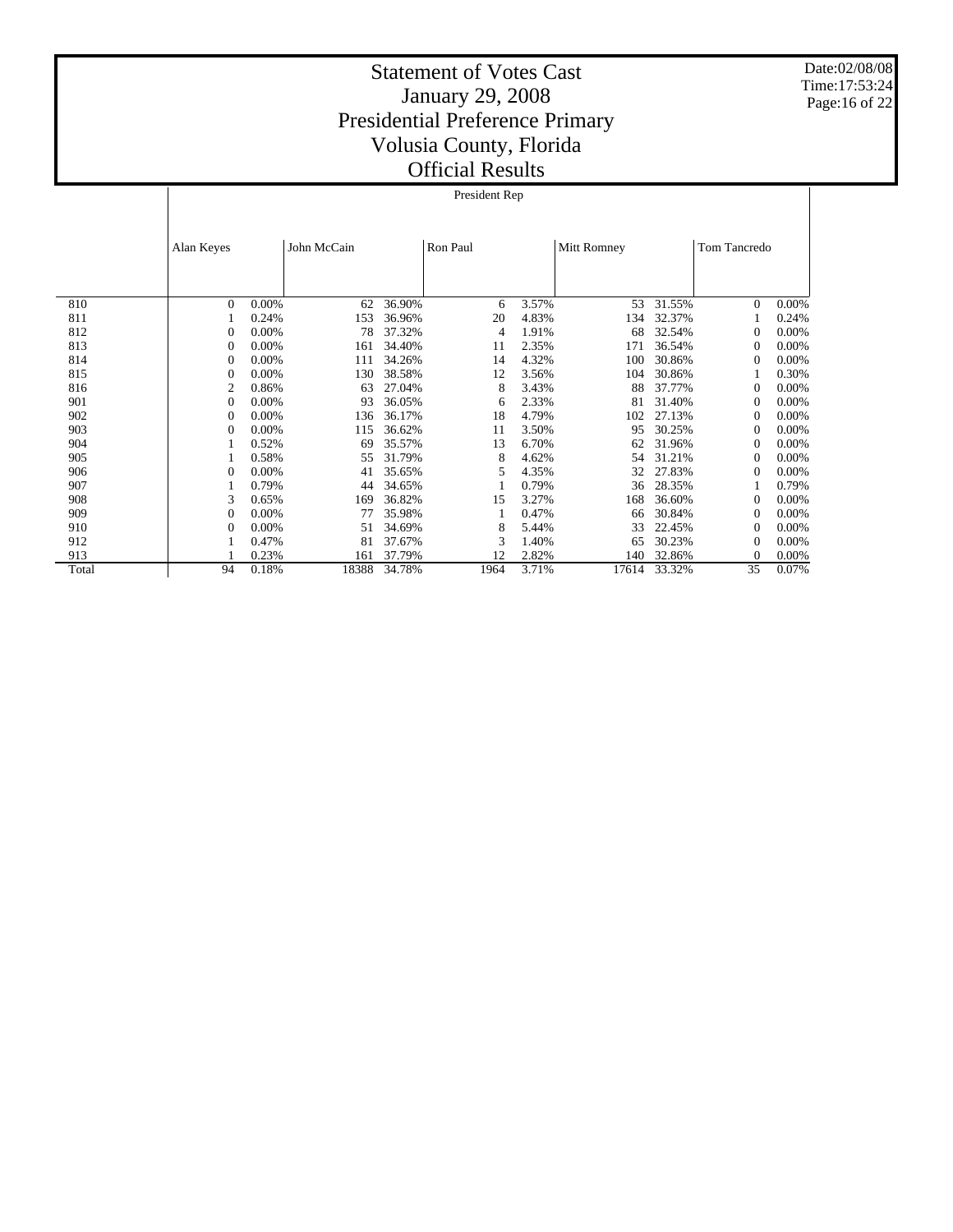# Statement of Votes Cast
# January 29, 2008
# Presidential Preference Primary
# Volusia County, Florida
# Official Results

Date:02/08/08
Time:17:53:24

President Rep

| | Alan Keyes | | John McCain | | Ron Paul | | Mitt Romney | | Tom Tancredo | |
|---|---|---|---|---|---|---|---|---|---|---|
| 810 | 0 | 0.00% | 62 | 36.90% | 6 | 3.57% | 53 | 31.55% | 0 | 0.00% |
| 811 | 1 | 0.24% | 153 | 36.96% | 20 | 4.83% | 134 | 32.37% | 1 | 0.24% |
| 812 | 0 | 0.00% | 78 | 37.32% | 4 | 1.91% | 68 | 32.54% | 0 | 0.00% |
| 813 | 0 | 0.00% | 161 | 34.40% | 11 | 2.35% | 171 | 36.54% | 0 | 0.00% |
| 814 | 0 | 0.00% | 111 | 34.26% | 14 | 4.32% | 100 | 30.86% | 0 | 0.00% |
| 815 | 0 | 0.00% | 130 | 38.58% | 12 | 3.56% | 104 | 30.86% | 1 | 0.30% |
| 816 | 2 | 0.86% | 63 | 27.04% | 8 | 3.43% | 88 | 37.77% | 0 | 0.00% |
| 901 | 0 | 0.00% | 93 | 36.05% | 6 | 2.33% | 81 | 31.40% | 0 | 0.00% |
| 902 | 0 | 0.00% | 136 | 36.17% | 18 | 4.79% | 102 | 27.13% | 0 | 0.00% |
| 903 | 0 | 0.00% | 115 | 36.62% | 11 | 3.50% | 95 | 30.25% | 0 | 0.00% |
| 904 | 1 | 0.52% | 69 | 35.57% | 13 | 6.70% | 62 | 31.96% | 0 | 0.00% |
| 905 | 1 | 0.58% | 55 | 31.79% | 8 | 4.62% | 54 | 31.21% | 0 | 0.00% |
| 906 | 0 | 0.00% | 41 | 35.65% | 5 | 4.35% | 32 | 27.83% | 0 | 0.00% |
| 907 | 1 | 0.79% | 44 | 34.65% | 1 | 0.79% | 36 | 28.35% | 1 | 0.79% |
| 908 | 3 | 0.65% | 169 | 36.82% | 15 | 3.27% | 168 | 36.60% | 0 | 0.00% |
| 909 | 0 | 0.00% | 77 | 35.98% | 1 | 0.47% | 66 | 30.84% | 0 | 0.00% |
| 910 | 0 | 0.00% | 51 | 34.69% | 8 | 5.44% | 33 | 22.45% | 0 | 0.00% |
| 912 | 1 | 0.47% | 81 | 37.67% | 3 | 1.40% | 65 | 30.23% | 0 | 0.00% |
| 913 | 1 | 0.23% | 161 | 37.79% | 12 | 2.82% | 140 | 32.86% | 0 | 0.00% |
| Total | 94 | 0.18% | 18388 | 34.78% | 1964 | 3.71% | 17614 | 33.32% | 35 | 0.07% |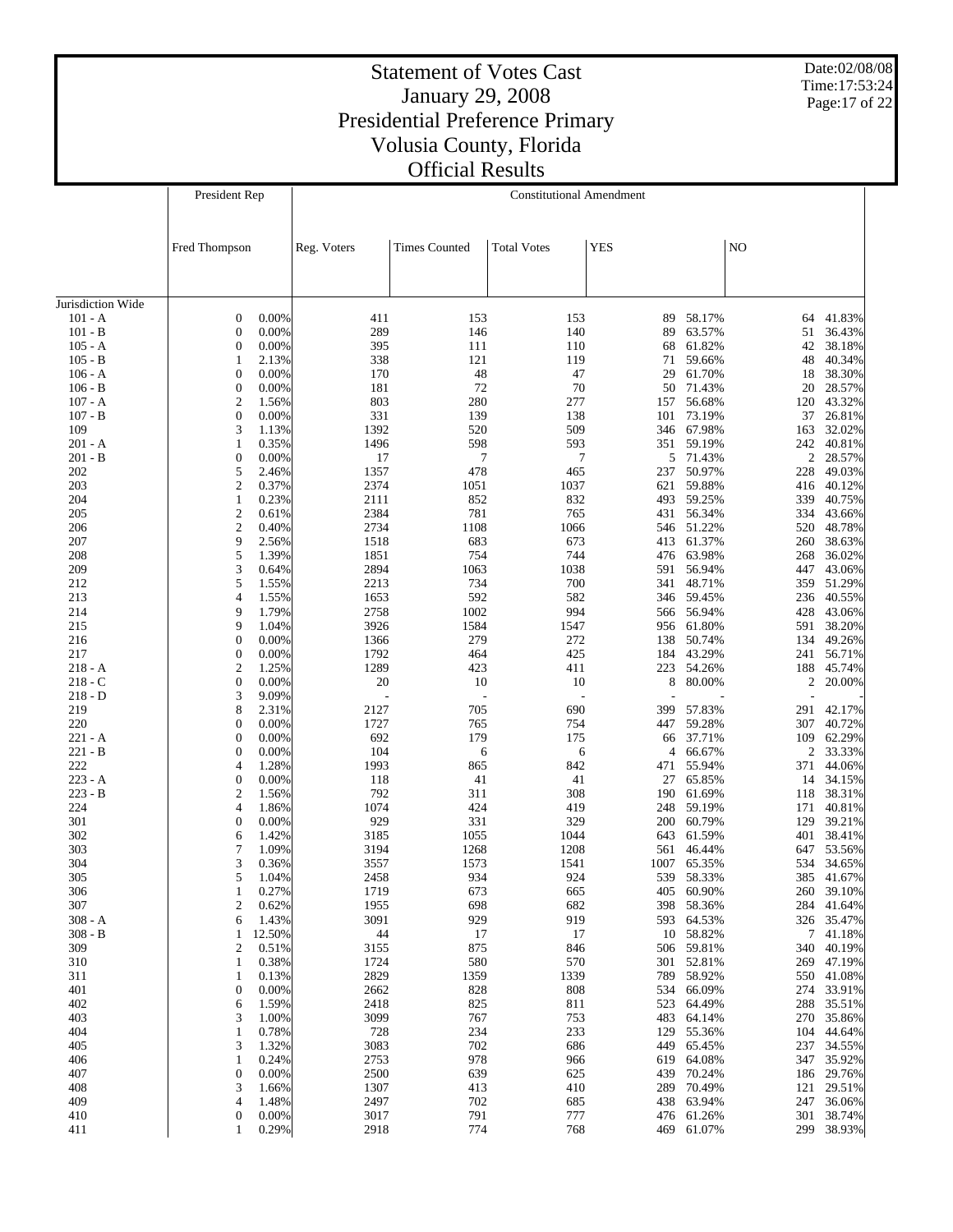# Statement of Votes Cast
# January 29, 2008
# Presidential Preference Primary
# Volusia County, Florida
# Official Results

Date:02/08/08
Time:17:53:24

| | President Rep | | Constitutional Amendment | | | | | | |
|---|---|---|---|---|---|---|---|---|---|
| | Fred Thompson | | Reg. Voters | Times Counted | Total Votes | YES | | NO | |
| Jurisdiction Wide | | | | | | | | | |
| 101 - A | 0 | 0.00% | 411 | 153 | 153 | 89 | 58.17% | 64 | 41.83% |
| 101 - B | 0 | 0.00% | 289 | 146 | 140 | 89 | 63.57% | 51 | 36.43% |
| 105 - A | 0 | 0.00% | 395 | 111 | 110 | 68 | 61.82% | 42 | 38.18% |
| 105 - B | 1 | 2.13% | 338 | 121 | 119 | 71 | 59.66% | 48 | 40.34% |
| 106 - A | 0 | 0.00% | 170 | 48 | 47 | 29 | 61.70% | 18 | 38.30% |
| 106 - B | 0 | 0.00% | 181 | 72 | 70 | 50 | 71.43% | 20 | 28.57% |
| 107 - A | 2 | 1.56% | 803 | 280 | 277 | 157 | 56.68% | 120 | 43.32% |
| 107 - B | 0 | 0.00% | 331 | 139 | 138 | 101 | 73.19% | 37 | 26.81% |
| 109 | 3 | 1.13% | 1392 | 520 | 509 | 346 | 67.98% | 163 | 32.02% |
| 201 - A | 1 | 0.35% | 1496 | 598 | 593 | 351 | 59.19% | 242 | 40.81% |
| 201 - B | 0 | 0.00% | 17 | 7 | 7 | 5 | 71.43% | 2 | 28.57% |
| 202 | 5 | 2.46% | 1357 | 478 | 465 | 237 | 50.97% | 228 | 49.03% |
| 203 | 2 | 0.37% | 2374 | 1051 | 1037 | 621 | 59.88% | 416 | 40.12% |
| 204 | 1 | 0.23% | 2111 | 852 | 832 | 493 | 59.25% | 339 | 40.75% |
| 205 | 2 | 0.61% | 2384 | 781 | 765 | 431 | 56.34% | 334 | 43.66% |
| 206 | 2 | 0.40% | 2734 | 1108 | 1066 | 546 | 51.22% | 520 | 48.78% |
| 207 | 9 | 2.56% | 1518 | 683 | 673 | 413 | 61.37% | 260 | 38.63% |
| 208 | 5 | 1.39% | 1851 | 754 | 744 | 476 | 63.98% | 268 | 36.02% |
| 209 | 3 | 0.64% | 2894 | 1063 | 1038 | 591 | 56.94% | 447 | 43.06% |
| 212 | 5 | 1.55% | 2213 | 734 | 700 | 341 | 48.71% | 359 | 51.29% |
| 213 | 4 | 1.55% | 1653 | 592 | 582 | 346 | 59.45% | 236 | 40.55% |
| 214 | 9 | 1.79% | 2758 | 1002 | 994 | 566 | 56.94% | 428 | 43.06% |
| 215 | 9 | 1.04% | 3926 | 1584 | 1547 | 956 | 61.80% | 591 | 38.20% |
| 216 | 0 | 0.00% | 1366 | 279 | 272 | 138 | 50.74% | 134 | 49.26% |
| 217 | 0 | 0.00% | 1792 | 464 | 425 | 184 | 43.29% | 241 | 56.71% |
| 218 - A | 2 | 1.25% | 1289 | 423 | 411 | 223 | 54.26% | 188 | 45.74% |
| 218 - C | 0 | 0.00% | 20 | 10 | 10 | 8 | 80.00% | 2 | 20.00% |
| 218 - D | 3 | 9.09% | - | - | - | - | - | - | - |
| 219 | 8 | 2.31% | 2127 | 705 | 690 | 399 | 57.83% | 291 | 42.17% |
| 220 | 0 | 0.00% | 1727 | 765 | 754 | 447 | 59.28% | 307 | 40.72% |
| 221 - A | 0 | 0.00% | 692 | 179 | 175 | 66 | 37.71% | 109 | 62.29% |
| 221 - B | 0 | 0.00% | 104 | 6 | 6 | 4 | 66.67% | 2 | 33.33% |
| 222 | 4 | 1.28% | 1993 | 865 | 842 | 471 | 55.94% | 371 | 44.06% |
| 223 - A | 0 | 0.00% | 118 | 41 | 41 | 27 | 65.85% | 14 | 34.15% |
| 223 - B | 2 | 1.56% | 792 | 311 | 308 | 190 | 61.69% | 118 | 38.31% |
| 224 | 4 | 1.86% | 1074 | 424 | 419 | 248 | 59.19% | 171 | 40.81% |
| 301 | 0 | 0.00% | 929 | 331 | 329 | 200 | 60.79% | 129 | 39.21% |
| 302 | 6 | 1.42% | 3185 | 1055 | 1044 | 643 | 61.59% | 401 | 38.41% |
| 303 | 7 | 1.09% | 3194 | 1268 | 1208 | 561 | 46.44% | 647 | 53.56% |
| 304 | 3 | 0.36% | 3557 | 1573 | 1541 | 1007 | 65.35% | 534 | 34.65% |
| 305 | 5 | 1.04% | 2458 | 934 | 924 | 539 | 58.33% | 385 | 41.67% |
| 306 | 1 | 0.27% | 1719 | 673 | 665 | 405 | 60.90% | 260 | 39.10% |
| 307 | 2 | 0.62% | 1955 | 698 | 682 | 398 | 58.36% | 284 | 41.64% |
| 308 - A | 6 | 1.43% | 3091 | 929 | 919 | 593 | 64.53% | 326 | 35.47% |
| 308 - B | 1 | 12.50% | 44 | 17 | 17 | 10 | 58.82% | 7 | 41.18% |
| 309 | 2 | 0.51% | 3155 | 875 | 846 | 506 | 59.81% | 340 | 40.19% |
| 310 | 1 | 0.38% | 1724 | 580 | 570 | 301 | 52.81% | 269 | 47.19% |
| 311 | 1 | 0.13% | 2829 | 1359 | 1339 | 789 | 58.92% | 550 | 41.08% |
| 401 | 0 | 0.00% | 2662 | 828 | 808 | 534 | 66.09% | 274 | 33.91% |
| 402 | 6 | 1.59% | 2418 | 825 | 811 | 523 | 64.49% | 288 | 35.51% |
| 403 | 3 | 1.00% | 3099 | 767 | 753 | 483 | 64.14% | 270 | 35.86% |
| 404 | 1 | 0.78% | 728 | 234 | 233 | 129 | 55.36% | 104 | 44.64% |
| 405 | 3 | 1.32% | 3083 | 702 | 686 | 449 | 65.45% | 237 | 34.55% |
| 406 | 1 | 0.24% | 2753 | 978 | 966 | 619 | 64.08% | 347 | 35.92% |
| 407 | 0 | 0.00% | 2500 | 639 | 625 | 439 | 70.24% | 186 | 29.76% |
| 408 | 3 | 1.66% | 1307 | 413 | 410 | 289 | 70.49% | 121 | 29.51% |
| 409 | 4 | 1.48% | 2497 | 702 | 685 | 438 | 63.94% | 247 | 36.06% |
| 410 | 0 | 0.00% | 3017 | 791 | 777 | 476 | 61.26% | 301 | 38.74% |
| 411 | 1 | 0.29% | 2918 | 774 | 768 | 469 | 61.07% | 299 | 38.93% |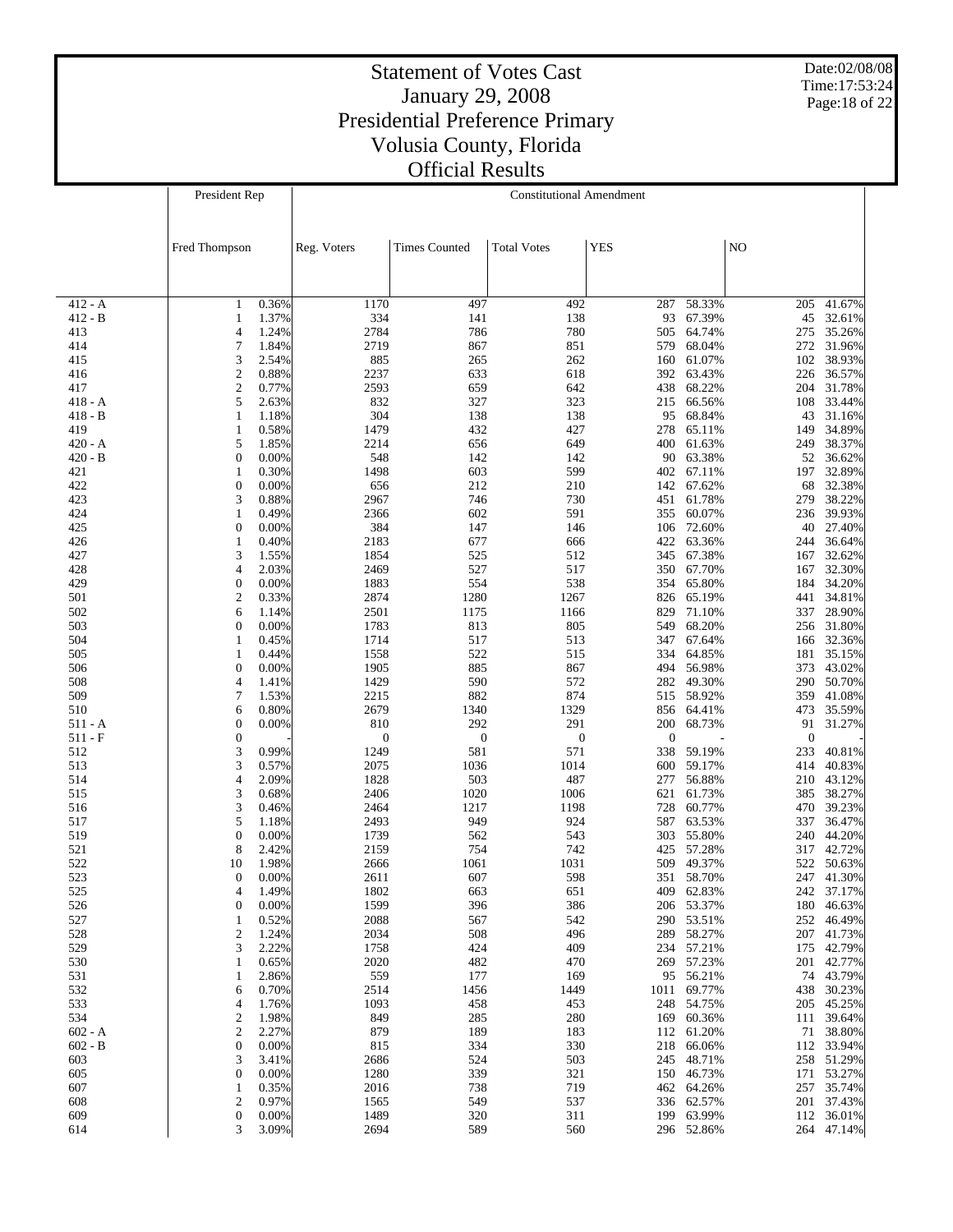# Statement of Votes Cast
# January 29, 2008
# Presidential Preference Primary
# Volusia County, Florida
# Official Results

Date:02/08/08
Time:17:53:24

| | President Rep | | Constitutional Amendment | | | | | | |
|---|---|---|---|---|---|---|---|---|---|
| | Fred Thompson | | Reg. Voters | Times Counted | Total Votes | YES | | NO | |
| 412 - A | 1 | 0.36% | 1170 | 497 | 492 | 287 | 58.33% | 205 | 41.67% |
| 412 - B | 1 | 1.37% | 334 | 141 | 138 | 93 | 67.39% | 45 | 32.61% |
| 413 | 4 | 1.24% | 2784 | 786 | 780 | 505 | 64.74% | 275 | 35.26% |
| 414 | 7 | 1.84% | 2719 | 867 | 851 | 579 | 68.04% | 272 | 31.96% |
| 415 | 3 | 2.54% | 885 | 265 | 262 | 160 | 61.07% | 102 | 38.93% |
| 416 | 2 | 0.88% | 2237 | 633 | 618 | 392 | 63.43% | 226 | 36.57% |
| 417 | 2 | 0.77% | 2593 | 659 | 642 | 438 | 68.22% | 204 | 31.78% |
| 418 - A | 5 | 2.63% | 832 | 327 | 323 | 215 | 66.56% | 108 | 33.44% |
| 418 - B | 1 | 1.18% | 304 | 138 | 138 | 95 | 68.84% | 43 | 31.16% |
| 419 | 1 | 0.58% | 1479 | 432 | 427 | 278 | 65.11% | 149 | 34.89% |
| 420 - A | 5 | 1.85% | 2214 | 656 | 649 | 400 | 61.63% | 249 | 38.37% |
| 420 - B | 0 | 0.00% | 548 | 142 | 142 | 90 | 63.38% | 52 | 36.62% |
| 421 | 1 | 0.30% | 1498 | 603 | 599 | 402 | 67.11% | 197 | 32.89% |
| 422 | 0 | 0.00% | 656 | 212 | 210 | 142 | 67.62% | 68 | 32.38% |
| 423 | 3 | 0.88% | 2967 | 746 | 730 | 451 | 61.78% | 279 | 38.22% |
| 424 | 1 | 0.49% | 2366 | 602 | 591 | 355 | 60.07% | 236 | 39.93% |
| 425 | 0 | 0.00% | 384 | 147 | 146 | 106 | 72.60% | 40 | 27.40% |
| 426 | 1 | 0.40% | 2183 | 677 | 666 | 422 | 63.36% | 244 | 36.64% |
| 427 | 3 | 1.55% | 1854 | 525 | 512 | 345 | 67.38% | 167 | 32.62% |
| 428 | 4 | 2.03% | 2469 | 527 | 517 | 350 | 67.70% | 167 | 32.30% |
| 429 | 0 | 0.00% | 1883 | 554 | 538 | 354 | 65.80% | 184 | 34.20% |
| 501 | 2 | 0.33% | 2874 | 1280 | 1267 | 826 | 65.19% | 441 | 34.81% |
| 502 | 6 | 1.14% | 2501 | 1175 | 1166 | 829 | 71.10% | 337 | 28.90% |
| 503 | 0 | 0.00% | 1783 | 813 | 805 | 549 | 68.20% | 256 | 31.80% |
| 504 | 1 | 0.45% | 1714 | 517 | 513 | 347 | 67.64% | 166 | 32.36% |
| 505 | 1 | 0.44% | 1558 | 522 | 515 | 334 | 64.85% | 181 | 35.15% |
| 506 | 0 | 0.00% | 1905 | 885 | 867 | 494 | 56.98% | 373 | 43.02% |
| 508 | 4 | 1.41% | 1429 | 590 | 572 | 282 | 49.30% | 290 | 50.70% |
| 509 | 7 | 1.53% | 2215 | 882 | 874 | 515 | 58.92% | 359 | 41.08% |
| 510 | 6 | 0.80% | 2679 | 1340 | 1329 | 856 | 64.41% | 473 | 35.59% |
| 511 - A | 0 | 0.00% | 810 | 292 | 291 | 200 | 68.73% | 91 | 31.27% |
| 511 - F | 0 | - | 0 | 0 | 0 | 0 | - | 0 | - |
| 512 | 3 | 0.99% | 1249 | 581 | 571 | 338 | 59.19% | 233 | 40.81% |
| 513 | 3 | 0.57% | 2075 | 1036 | 1014 | 600 | 59.17% | 414 | 40.83% |
| 514 | 4 | 2.09% | 1828 | 503 | 487 | 277 | 56.88% | 210 | 43.12% |
| 515 | 3 | 0.68% | 2406 | 1020 | 1006 | 621 | 61.73% | 385 | 38.27% |
| 516 | 3 | 0.46% | 2464 | 1217 | 1198 | 728 | 60.77% | 470 | 39.23% |
| 517 | 5 | 1.18% | 2493 | 949 | 924 | 587 | 63.53% | 337 | 36.47% |
| 519 | 0 | 0.00% | 1739 | 562 | 543 | 303 | 55.80% | 240 | 44.20% |
| 521 | 8 | 2.42% | 2159 | 754 | 742 | 425 | 57.28% | 317 | 42.72% |
| 522 | 10 | 1.98% | 2666 | 1061 | 1031 | 509 | 49.37% | 522 | 50.63% |
| 523 | 0 | 0.00% | 2611 | 607 | 598 | 351 | 58.70% | 247 | 41.30% |
| 525 | 4 | 1.49% | 1802 | 663 | 651 | 409 | 62.83% | 242 | 37.17% |
| 526 | 0 | 0.00% | 1599 | 396 | 386 | 206 | 53.37% | 180 | 46.63% |
| 527 | 1 | 0.52% | 2088 | 567 | 542 | 290 | 53.51% | 252 | 46.49% |
| 528 | 2 | 1.24% | 2034 | 508 | 496 | 289 | 58.27% | 207 | 41.73% |
| 529 | 3 | 2.22% | 1758 | 424 | 409 | 234 | 57.21% | 175 | 42.79% |
| 530 | 1 | 0.65% | 2020 | 482 | 470 | 269 | 57.23% | 201 | 42.77% |
| 531 | 1 | 2.86% | 559 | 177 | 169 | 95 | 56.21% | 74 | 43.79% |
| 532 | 6 | 0.70% | 2514 | 1456 | 1449 | 1011 | 69.77% | 438 | 30.23% |
| 533 | 4 | 1.76% | 1093 | 458 | 453 | 248 | 54.75% | 205 | 45.25% |
| 534 | 2 | 1.98% | 849 | 285 | 280 | 169 | 60.36% | 111 | 39.64% |
| 602 - A | 2 | 2.27% | 879 | 189 | 183 | 112 | 61.20% | 71 | 38.80% |
| 602 - B | 0 | 0.00% | 815 | 334 | 330 | 218 | 66.06% | 112 | 33.94% |
| 603 | 3 | 3.41% | 2686 | 524 | 503 | 245 | 48.71% | 258 | 51.29% |
| 605 | 0 | 0.00% | 1280 | 339 | 321 | 150 | 46.73% | 171 | 53.27% |
| 607 | 1 | 0.35% | 2016 | 738 | 719 | 462 | 64.26% | 257 | 35.74% |
| 608 | 2 | 0.97% | 1565 | 549 | 537 | 336 | 62.57% | 201 | 37.43% |
| 609 | 0 | 0.00% | 1489 | 320 | 311 | 199 | 63.99% | 112 | 36.01% |
| 614 | 3 | 3.09% | 2694 | 589 | 560 | 296 | 52.86% | 264 | 47.14% |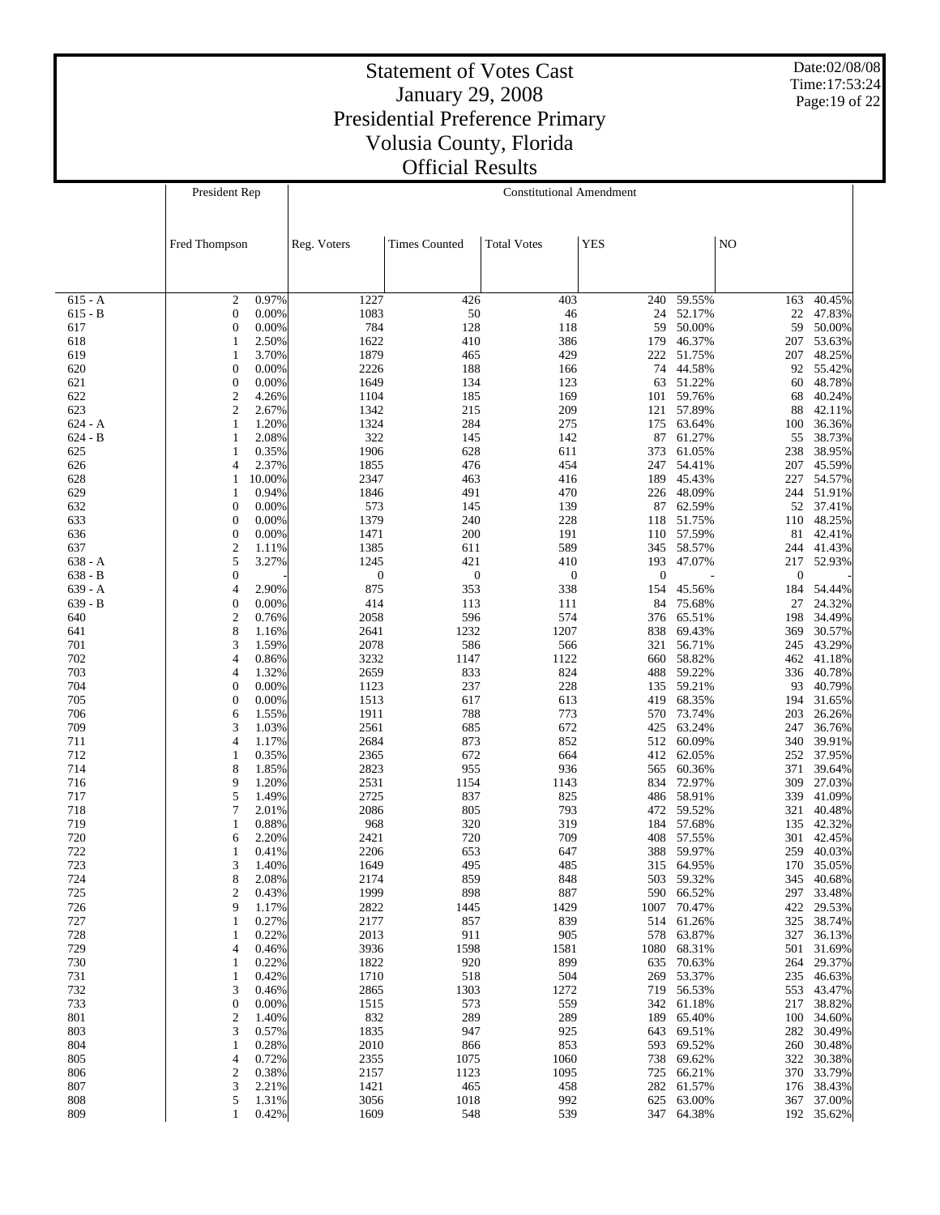# Statement of Votes Cast
## January 29, 2008
## Presidential Preference Primary
## Volusia County, Florida
## Official Results

Date:02/08/08
Time:17:53:24

| | President Rep | | Constitutional Amendment | | | | | | |
|---|---|---|---|---|---|---|---|---|---|
| | Fred Thompson | | Reg. Voters | Times Counted | Total Votes | YES | | NO | |
| 615 - A | 2 | 0.97% | 1227 | 426 | 403 | 240 | 59.55% | 163 | 40.45% |
| 615 - B | 0 | 0.00% | 1083 | 50 | 46 | 24 | 52.17% | 22 | 47.83% |
| 617 | 0 | 0.00% | 784 | 128 | 118 | 59 | 50.00% | 59 | 50.00% |
| 618 | 1 | 2.50% | 1622 | 410 | 386 | 179 | 46.37% | 207 | 53.63% |
| 619 | 1 | 3.70% | 1879 | 465 | 429 | 222 | 51.75% | 207 | 48.25% |
| 620 | 0 | 0.00% | 2226 | 188 | 166 | 74 | 44.58% | 92 | 55.42% |
| 621 | 0 | 0.00% | 1649 | 134 | 123 | 63 | 51.22% | 60 | 48.78% |
| 622 | 2 | 4.26% | 1104 | 185 | 169 | 101 | 59.76% | 68 | 40.24% |
| 623 | 2 | 2.67% | 1342 | 215 | 209 | 121 | 57.89% | 88 | 42.11% |
| 624 - A | 1 | 1.20% | 1324 | 284 | 275 | 175 | 63.64% | 100 | 36.36% |
| 624 - B | 1 | 2.08% | 322 | 145 | 142 | 87 | 61.27% | 55 | 38.73% |
| 625 | 1 | 0.35% | 1906 | 628 | 611 | 373 | 61.05% | 238 | 38.95% |
| 626 | 4 | 2.37% | 1855 | 476 | 454 | 247 | 54.41% | 207 | 45.59% |
| 628 | 1 | 10.00% | 2347 | 463 | 416 | 189 | 45.43% | 227 | 54.57% |
| 629 | 1 | 0.94% | 1846 | 491 | 470 | 226 | 48.09% | 244 | 51.91% |
| 632 | 0 | 0.00% | 573 | 145 | 139 | 87 | 62.59% | 52 | 37.41% |
| 633 | 0 | 0.00% | 1379 | 240 | 228 | 118 | 51.75% | 110 | 48.25% |
| 636 | 0 | 0.00% | 1471 | 200 | 191 | 110 | 57.59% | 81 | 42.41% |
| 637 | 2 | 1.11% | 1385 | 611 | 589 | 345 | 58.57% | 244 | 41.43% |
| 638 - A | 5 | 3.27% | 1245 | 421 | 410 | 193 | 47.07% | 217 | 52.93% |
| 638 - B | 0 | - | 0 | 0 | 0 | 0 | - | 0 | - |
| 639 - A | 4 | 2.90% | 875 | 353 | 338 | 154 | 45.56% | 184 | 54.44% |
| 639 - B | 0 | 0.00% | 414 | 113 | 111 | 84 | 75.68% | 27 | 24.32% |
| 640 | 2 | 0.76% | 2058 | 596 | 574 | 376 | 65.51% | 198 | 34.49% |
| 641 | 8 | 1.16% | 2641 | 1232 | 1207 | 838 | 69.43% | 369 | 30.57% |
| 701 | 3 | 1.59% | 2078 | 586 | 566 | 321 | 56.71% | 245 | 43.29% |
| 702 | 4 | 0.86% | 3232 | 1147 | 1122 | 660 | 58.82% | 462 | 41.18% |
| 703 | 4 | 1.32% | 2659 | 833 | 824 | 488 | 59.22% | 336 | 40.78% |
| 704 | 0 | 0.00% | 1123 | 237 | 228 | 135 | 59.21% | 93 | 40.79% |
| 705 | 0 | 0.00% | 1513 | 617 | 613 | 419 | 68.35% | 194 | 31.65% |
| 706 | 6 | 1.55% | 1911 | 788 | 773 | 570 | 73.74% | 203 | 26.26% |
| 709 | 3 | 1.03% | 2561 | 685 | 672 | 425 | 63.24% | 247 | 36.76% |
| 711 | 4 | 1.17% | 2684 | 873 | 852 | 512 | 60.09% | 340 | 39.91% |
| 712 | 1 | 0.35% | 2365 | 672 | 664 | 412 | 62.05% | 252 | 37.95% |
| 714 | 8 | 1.85% | 2823 | 955 | 936 | 565 | 60.36% | 371 | 39.64% |
| 716 | 9 | 1.20% | 2531 | 1154 | 1143 | 834 | 72.97% | 309 | 27.03% |
| 717 | 5 | 1.49% | 2725 | 837 | 825 | 486 | 58.91% | 339 | 41.09% |
| 718 | 7 | 2.01% | 2086 | 805 | 793 | 472 | 59.52% | 321 | 40.48% |
| 719 | 1 | 0.88% | 968 | 320 | 319 | 184 | 57.68% | 135 | 42.32% |
| 720 | 6 | 2.20% | 2421 | 720 | 709 | 408 | 57.55% | 301 | 42.45% |
| 722 | 1 | 0.41% | 2206 | 653 | 647 | 388 | 59.97% | 259 | 40.03% |
| 723 | 3 | 1.40% | 1649 | 495 | 485 | 315 | 64.95% | 170 | 35.05% |
| 724 | 8 | 2.08% | 2174 | 859 | 848 | 503 | 59.32% | 345 | 40.68% |
| 725 | 2 | 0.43% | 1999 | 898 | 887 | 590 | 66.52% | 297 | 33.48% |
| 726 | 9 | 1.17% | 2822 | 1445 | 1429 | 1007 | 70.47% | 422 | 29.53% |
| 727 | 1 | 0.27% | 2177 | 857 | 839 | 514 | 61.26% | 325 | 38.74% |
| 728 | 1 | 0.22% | 2013 | 911 | 905 | 578 | 63.87% | 327 | 36.13% |
| 729 | 4 | 0.46% | 3936 | 1598 | 1581 | 1080 | 68.31% | 501 | 31.69% |
| 730 | 1 | 0.22% | 1822 | 920 | 899 | 635 | 70.63% | 264 | 29.37% |
| 731 | 1 | 0.42% | 1710 | 518 | 504 | 269 | 53.37% | 235 | 46.63% |
| 732 | 3 | 0.46% | 2865 | 1303 | 1272 | 719 | 56.53% | 553 | 43.47% |
| 733 | 0 | 0.00% | 1515 | 573 | 559 | 342 | 61.18% | 217 | 38.82% |
| 801 | 2 | 1.40% | 832 | 289 | 289 | 189 | 65.40% | 100 | 34.60% |
| 803 | 3 | 0.57% | 1835 | 947 | 925 | 643 | 69.51% | 282 | 30.49% |
| 804 | 1 | 0.28% | 2010 | 866 | 853 | 593 | 69.52% | 260 | 30.48% |
| 805 | 4 | 0.72% | 2355 | 1075 | 1060 | 738 | 69.62% | 322 | 30.38% |
| 806 | 2 | 0.38% | 2157 | 1123 | 1095 | 725 | 66.21% | 370 | 33.79% |
| 807 | 3 | 2.21% | 1421 | 465 | 458 | 282 | 61.57% | 176 | 38.43% |
| 808 | 5 | 1.31% | 3056 | 1018 | 992 | 625 | 63.00% | 367 | 37.00% |
| 809 | 1 | 0.42% | 1609 | 548 | 539 | 347 | 64.38% | 192 | 35.62% |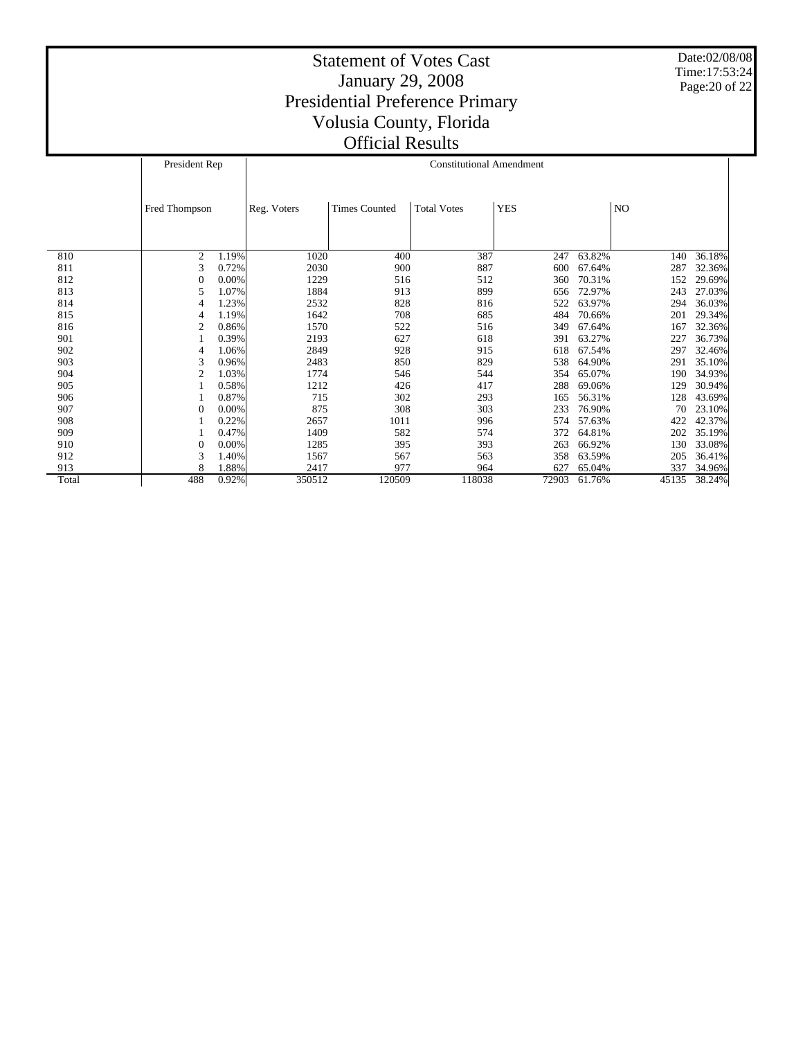# Statement of Votes Cast
# January 29, 2008
# Presidential Preference Primary
# Volusia County, Florida
# Official Results

Date:02/08/08
Time:17:53:24

| | President Rep | | Constitutional Amendment | | | | | | |
|---|---|---|---|---|---|---|---|---|---|
| | Fred Thompson | | Reg. Voters | Times Counted | Total Votes | YES | | NO | |
| 810 | 2 | 1.19% | 1020 | 400 | 387 | 247 | 63.82% | 140 | 36.18% |
| 811 | 3 | 0.72% | 2030 | 900 | 887 | 600 | 67.64% | 287 | 32.36% |
| 812 | 0 | 0.00% | 1229 | 516 | 512 | 360 | 70.31% | 152 | 29.69% |
| 813 | 5 | 1.07% | 1884 | 913 | 899 | 656 | 72.97% | 243 | 27.03% |
| 814 | 4 | 1.23% | 2532 | 828 | 816 | 522 | 63.97% | 294 | 36.03% |
| 815 | 4 | 1.19% | 1642 | 708 | 685 | 484 | 70.66% | 201 | 29.34% |
| 816 | 2 | 0.86% | 1570 | 522 | 516 | 349 | 67.64% | 167 | 32.36% |
| 901 | 1 | 0.39% | 2193 | 627 | 618 | 391 | 63.27% | 227 | 36.73% |
| 902 | 4 | 1.06% | 2849 | 928 | 915 | 618 | 67.54% | 297 | 32.46% |
| 903 | 3 | 0.96% | 2483 | 850 | 829 | 538 | 64.90% | 291 | 35.10% |
| 904 | 2 | 1.03% | 1774 | 546 | 544 | 354 | 65.07% | 190 | 34.93% |
| 905 | 1 | 0.58% | 1212 | 426 | 417 | 288 | 69.06% | 129 | 30.94% |
| 906 | 1 | 0.87% | 715 | 302 | 293 | 165 | 56.31% | 128 | 43.69% |
| 907 | 0 | 0.00% | 875 | 308 | 303 | 233 | 76.90% | 70 | 23.10% |
| 908 | 1 | 0.22% | 2657 | 1011 | 996 | 574 | 57.63% | 422 | 42.37% |
| 909 | 1 | 0.47% | 1409 | 582 | 574 | 372 | 64.81% | 202 | 35.19% |
| 910 | 0 | 0.00% | 1285 | 395 | 393 | 263 | 66.92% | 130 | 33.08% |
| 912 | 3 | 1.40% | 1567 | 567 | 563 | 358 | 63.59% | 205 | 36.41% |
| 913 | 8 | 1.88% | 2417 | 977 | 964 | 627 | 65.04% | 337 | 34.96% |
| Total | 488 | 0.92% | 350512 | 120509 | 118038 | 72903 | 61.76% | 45135 | 38.24% |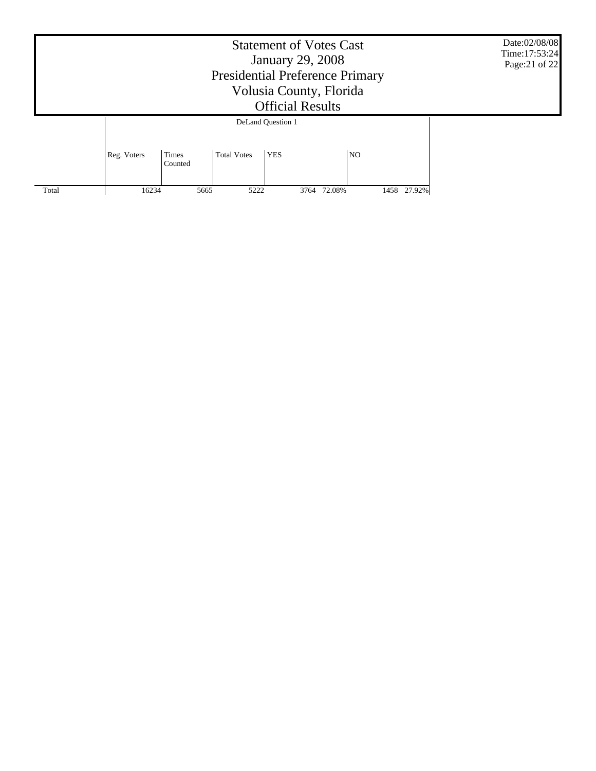# Statement of Votes Cast
## January 29, 2008
## Presidential Preference Primary
## Volusia County, Florida
## Official Results

Date:02/08/08
Time:17:53:24

| | DeLand Question 1 | | | | | | |
|---|---|---|---|---|---|---|---|
| | Reg. Voters | Times Counted | Total Votes | YES | | NO | |
| Total | 16234 | 5665 | 5222 | 3764 | 72.08% | 1458 | 27.92% |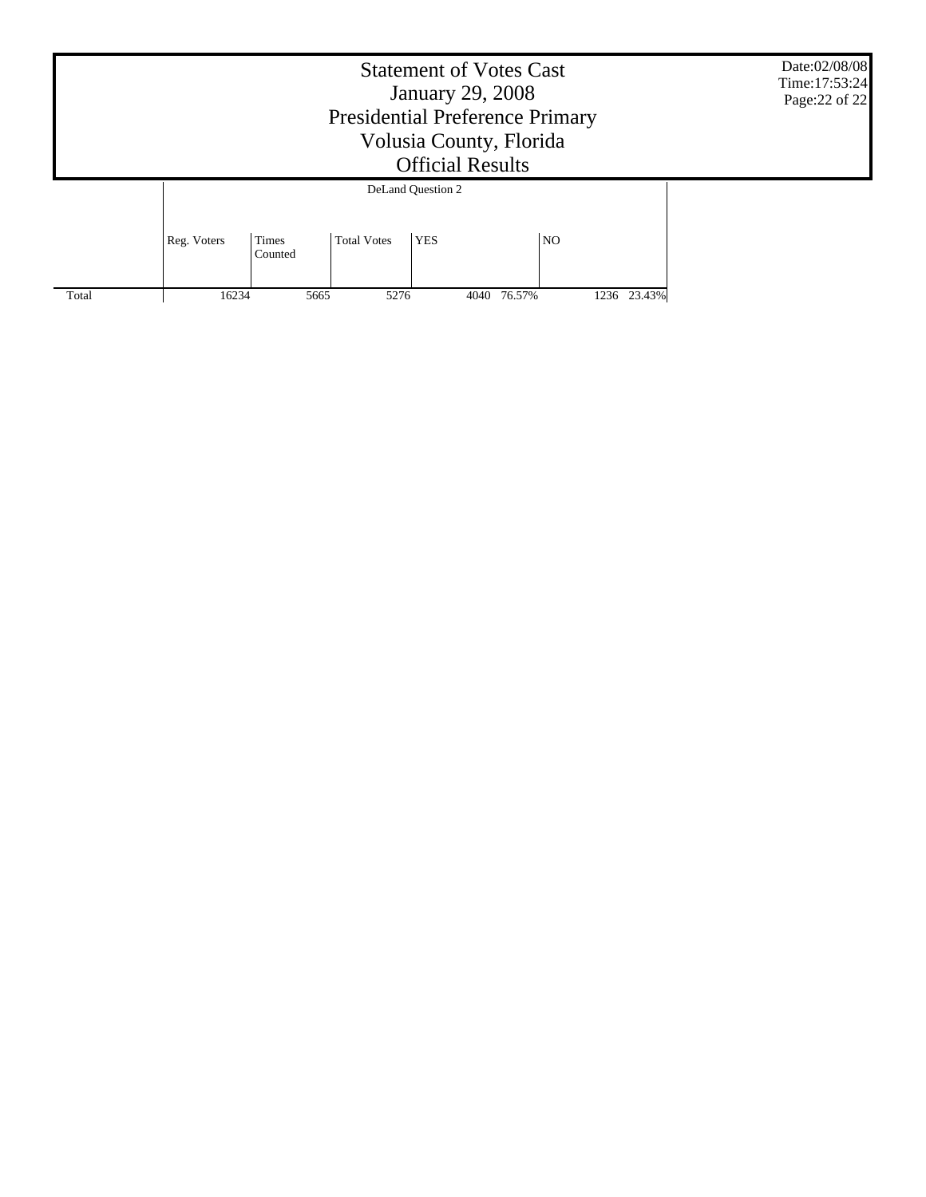# Statement of Votes Cast
# January 29, 2008
# Presidential Preference Primary
# Volusia County, Florida
# Official Results

| | DeLand Question 2 | | | | | | |
|---|---|---|---|---|---|---|---|
| | Reg. Voters | Times Counted | Total Votes | YES | | NO | |
| Total | 16234 | 5665 | 5276 | 4040 | 76.57% | 1236 | 23.43% |